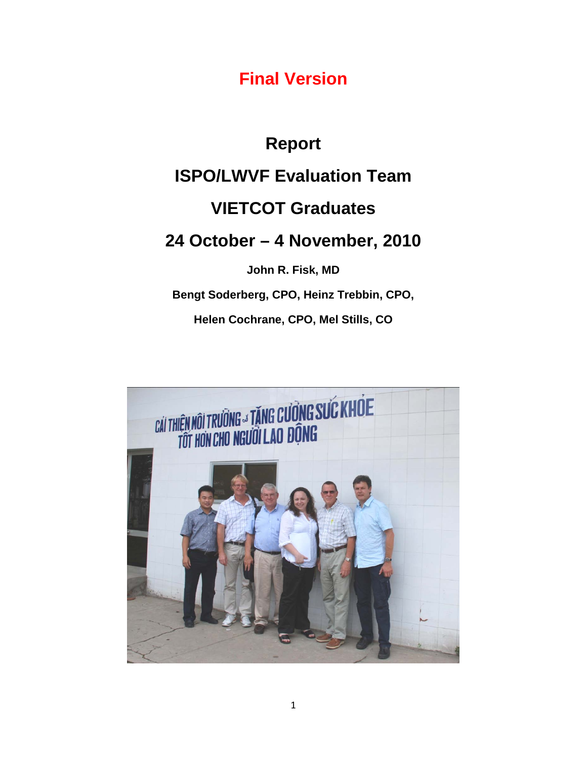**Final Version**

# Report

# ISPO/LWVF Evaluation Team

# VIETCOT Graduates

# 24 October – 4 November, 2010

**John R. Fisk, MD**

**Bengt Soderberg, CPO, Heinz Trebbin, CPO,**

**Helen Cochrane, CPO, Mel Stills, CO**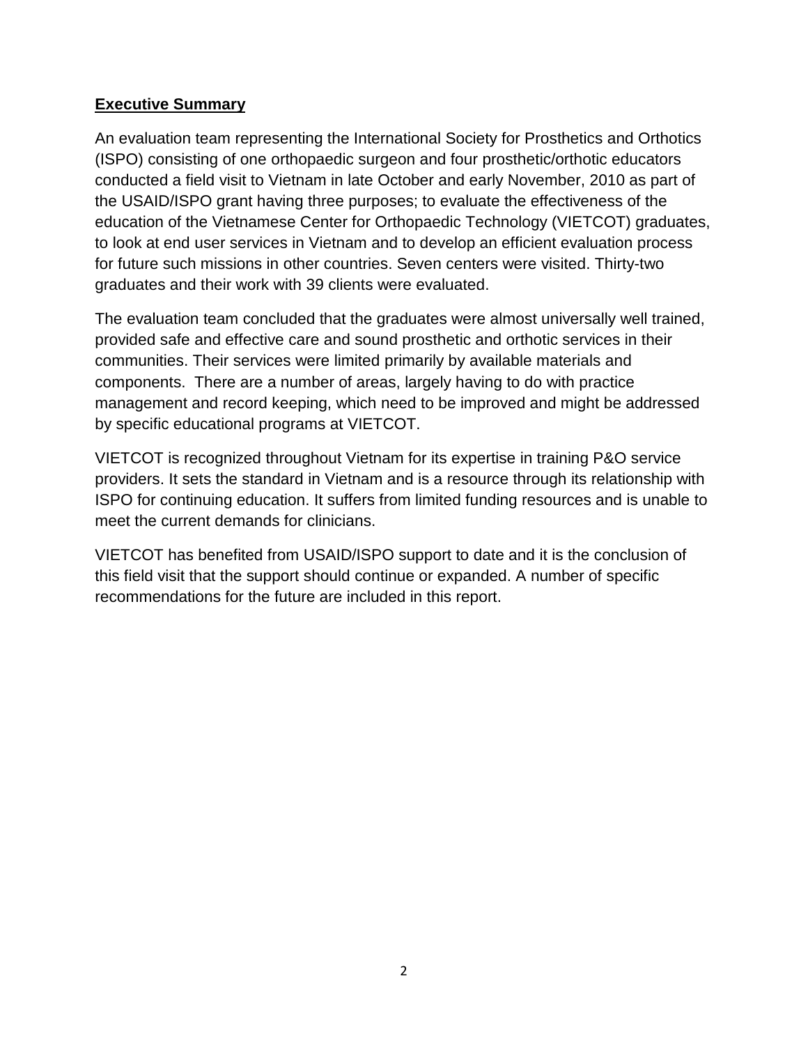## Executive Summary

An evaluation team representing the International Society for Prosthetics and Orthotics (ISPO) consisting of one orthopaedic surgeon and four prosthetic/orthotic educators conducted a field visit to Vietnam in late October and early November, 2010 as part of the USAID/ISPO grant having three purposes; to evaluate the effectiveness of the education of the Vietnamese Center for Orthopaedic Technology (VIETCOT) graduates, to look at end user services in Vietnam and to develop an efficient evaluation process for future such missions in other countries. Seven centers were visited. Thirty-two graduates and their work with 39 clients were evaluated.

The evaluation team concluded that the graduates were almost universally well trained, provided safe and effective care and sound prosthetic and orthotic services in their communities. Their services were limited primarily by available materials and components. There are a number of areas, largely having to do with practice management and record keeping, which need to be improved and might be addressed by specific educational programs at VIETCOT.

VIETCOT is recognized throughout Vietnam for its expertise in training P&O service providers. It sets the standard in Vietnam and is a resource through its relationship with ISPO for continuing education. It suffers from limited funding resources and is unable to meet the current demands for clinicians.

VIETCOT has benefited from USAID/ISPO support to date and it is the conclusion of this field visit that the support should continue or expanded. A number of specific recommendations for the future are included in this report.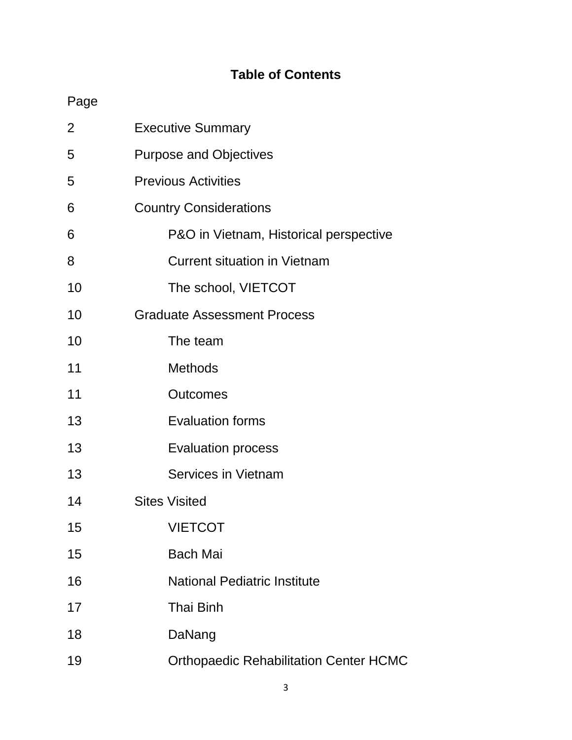## Table of Contents

| Page | |
|---|---|
| 2 | Executive Summary |
| 5 | Purpose and Objectives |
| 5 | Previous Activities |
| 6 | Country Considerations |
| 6 | P&O in Vietnam, Historical perspective |
| 8 | Current situation in Vietnam |
| 10 | The school, VIETCOT |
| 10 | Graduate Assessment Process |
| 10 | The team |
| 11 | Methods |
| 11 | Outcomes |
| 13 | Evaluation forms |
| 13 | Evaluation process |
| 13 | Services in Vietnam |
| 14 | Sites Visited |
| 15 | VIETCOT |
| 15 | Bach Mai |
| 16 | National Pediatric Institute |
| 17 | Thai Binh |
| 18 | DaNang |
| 19 | Orthopaedic Rehabilitation Center HCMC |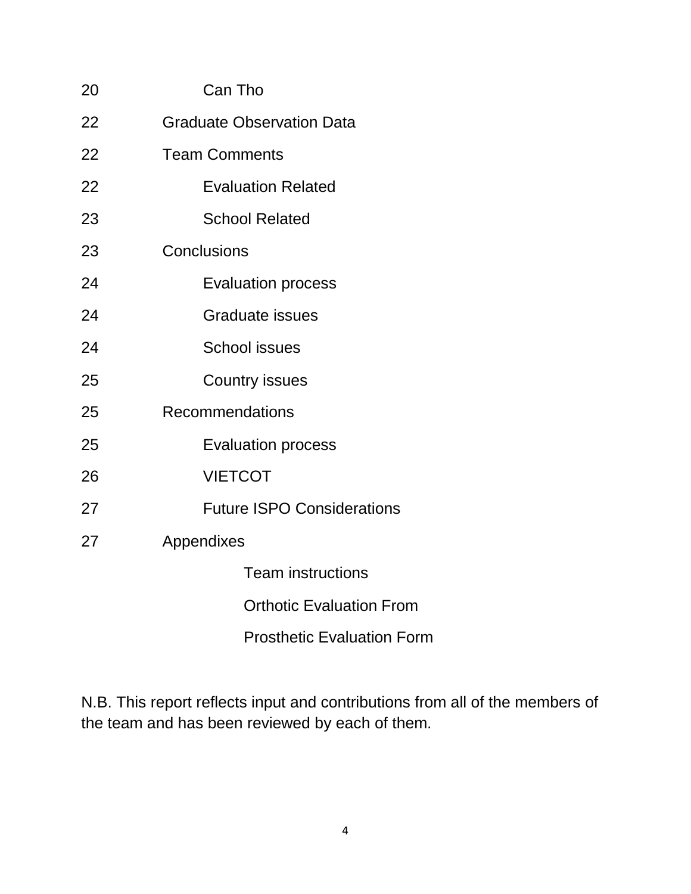20 Can Tho

22 Graduate Observation Data

22 Team Comments

22 Evaluation Related

23 School Related

23 Conclusions

24 Evaluation process

24 Graduate issues

24 School issues

25 Country issues

25 Recommendations

25 Evaluation process

26 VIETCOT

27 Future ISPO Considerations

27 Appendixes

- Team instructions
- Orthotic Evaluation From
- Prosthetic Evaluation Form

N.B. This report reflects input and contributions from all of the members of the team and has been reviewed by each of them.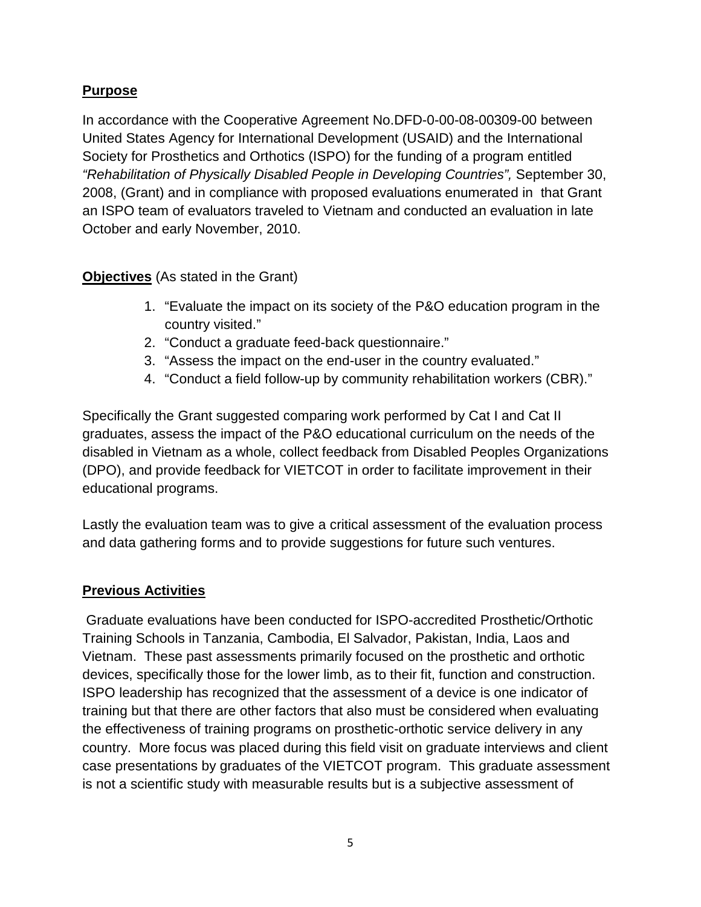**Purpose**

In accordance with the Cooperative Agreement No.DFD-0-00-08-00309-00 between United States Agency for International Development (USAID) and the International Society for Prosthetics and Orthotics (ISPO) for the funding of a program entitled *"Rehabilitation of Physically Disabled People in Developing Countries",* September 30, 2008, (Grant) and in compliance with proposed evaluations enumerated in that Grant an ISPO team of evaluators traveled to Vietnam and conducted an evaluation in late October and early November, 2010.

**Objectives** (As stated in the Grant)

1. "Evaluate the impact on its society of the P&O education program in the country visited."
2. "Conduct a graduate feed-back questionnaire."
3. "Assess the impact on the end-user in the country evaluated."
4. "Conduct a field follow-up by community rehabilitation workers (CBR)."

Specifically the Grant suggested comparing work performed by Cat I and Cat II graduates, assess the impact of the P&O educational curriculum on the needs of the disabled in Vietnam as a whole, collect feedback from Disabled Peoples Organizations (DPO), and provide feedback for VIETCOT in order to facilitate improvement in their educational programs.

Lastly the evaluation team was to give a critical assessment of the evaluation process and data gathering forms and to provide suggestions for future such ventures.

**Previous Activities**

Graduate evaluations have been conducted for ISPO-accredited Prosthetic/Orthotic Training Schools in Tanzania, Cambodia, El Salvador, Pakistan, India, Laos and Vietnam. These past assessments primarily focused on the prosthetic and orthotic devices, specifically those for the lower limb, as to their fit, function and construction. ISPO leadership has recognized that the assessment of a device is one indicator of training but that there are other factors that also must be considered when evaluating the effectiveness of training programs on prosthetic-orthotic service delivery in any country. More focus was placed during this field visit on graduate interviews and client case presentations by graduates of the VIETCOT program. This graduate assessment is not a scientific study with measurable results but is a subjective assessment of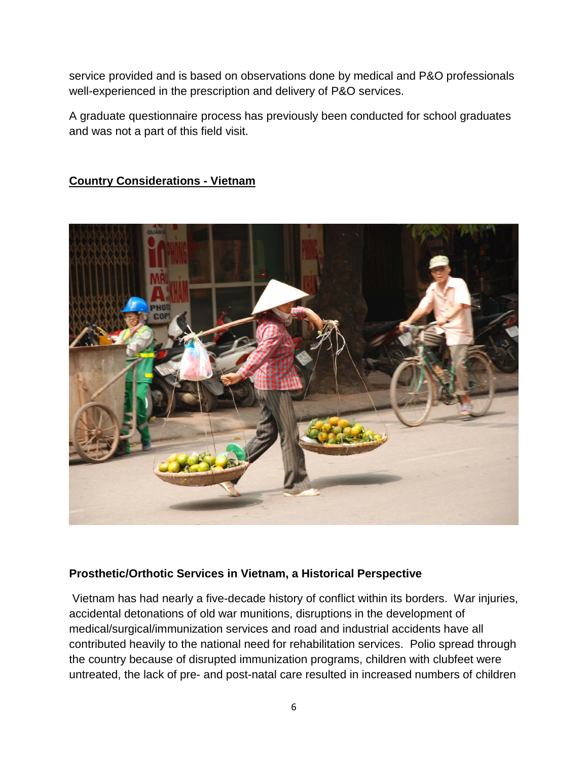service provided and is based on observations done by medical and P&O professionals well-experienced in the prescription and delivery of P&O services.

A graduate questionnaire process has previously been conducted for school graduates and was not a part of this field visit.

## Country Considerations - Vietnam

### Prosthetic/Orthotic Services in Vietnam, a Historical Perspective

Vietnam has had nearly a five-decade history of conflict within its borders. War injuries, accidental detonations of old war munitions, disruptions in the development of medical/surgical/immunization services and road and industrial accidents have all contributed heavily to the national need for rehabilitation services. Polio spread through the country because of disrupted immunization programs, children with clubfeet were untreated, the lack of pre- and post-natal care resulted in increased numbers of children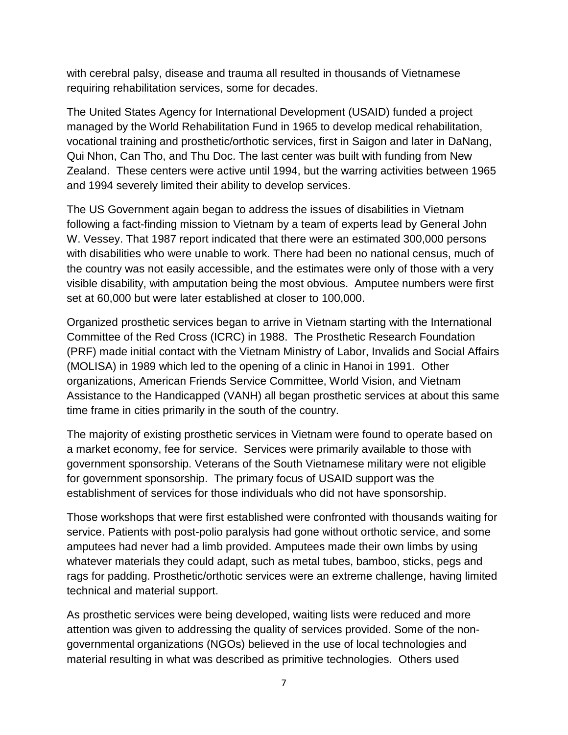with cerebral palsy, disease and trauma all resulted in thousands of Vietnamese requiring rehabilitation services, some for decades.

The United States Agency for International Development (USAID) funded a project managed by the World Rehabilitation Fund in 1965 to develop medical rehabilitation, vocational training and prosthetic/orthotic services, first in Saigon and later in DaNang, Qui Nhon, Can Tho, and Thu Doc. The last center was built with funding from New Zealand. These centers were active until 1994, but the warring activities between 1965 and 1994 severely limited their ability to develop services.

The US Government again began to address the issues of disabilities in Vietnam following a fact-finding mission to Vietnam by a team of experts lead by General John W. Vessey. That 1987 report indicated that there were an estimated 300,000 persons with disabilities who were unable to work. There had been no national census, much of the country was not easily accessible, and the estimates were only of those with a very visible disability, with amputation being the most obvious. Amputee numbers were first set at 60,000 but were later established at closer to 100,000.

Organized prosthetic services began to arrive in Vietnam starting with the International Committee of the Red Cross (ICRC) in 1988. The Prosthetic Research Foundation (PRF) made initial contact with the Vietnam Ministry of Labor, Invalids and Social Affairs (MOLISA) in 1989 which led to the opening of a clinic in Hanoi in 1991. Other organizations, American Friends Service Committee, World Vision, and Vietnam Assistance to the Handicapped (VANH) all began prosthetic services at about this same time frame in cities primarily in the south of the country.

The majority of existing prosthetic services in Vietnam were found to operate based on a market economy, fee for service. Services were primarily available to those with government sponsorship. Veterans of the South Vietnamese military were not eligible for government sponsorship. The primary focus of USAID support was the establishment of services for those individuals who did not have sponsorship.

Those workshops that were first established were confronted with thousands waiting for service. Patients with post-polio paralysis had gone without orthotic service, and some amputees had never had a limb provided. Amputees made their own limbs by using whatever materials they could adapt, such as metal tubes, bamboo, sticks, pegs and rags for padding. Prosthetic/orthotic services were an extreme challenge, having limited technical and material support.

As prosthetic services were being developed, waiting lists were reduced and more attention was given to addressing the quality of services provided. Some of the non-governmental organizations (NGOs) believed in the use of local technologies and material resulting in what was described as primitive technologies. Others used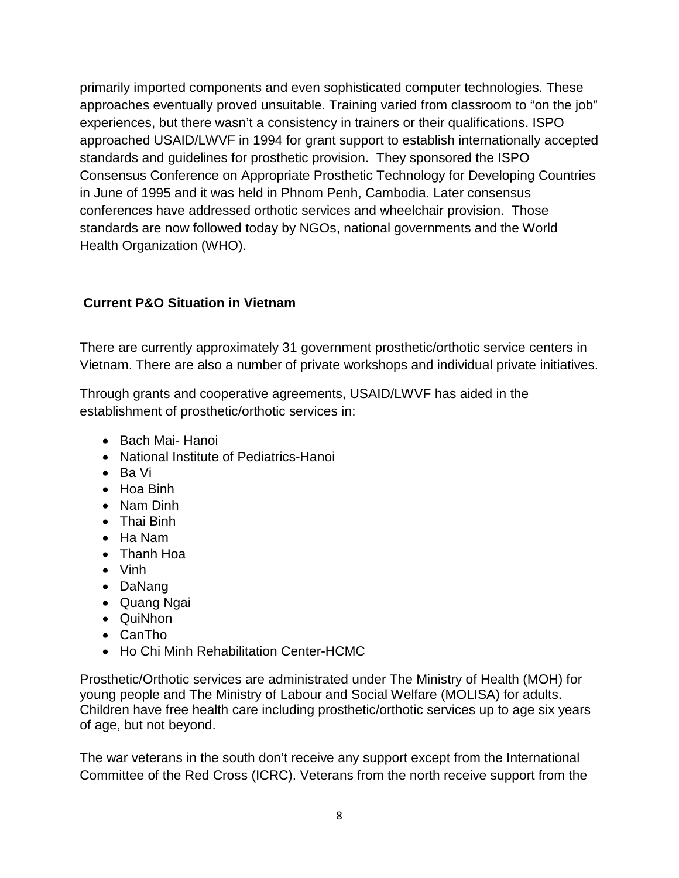primarily imported components and even sophisticated computer technologies. These approaches eventually proved unsuitable. Training varied from classroom to "on the job" experiences, but there wasn't a consistency in trainers or their qualifications. ISPO approached USAID/LWVF in 1994 for grant support to establish internationally accepted standards and guidelines for prosthetic provision. They sponsored the ISPO Consensus Conference on Appropriate Prosthetic Technology for Developing Countries in June of 1995 and it was held in Phnom Penh, Cambodia. Later consensus conferences have addressed orthotic services and wheelchair provision. Those standards are now followed today by NGOs, national governments and the World Health Organization (WHO).

## Current P&O Situation in Vietnam

There are currently approximately 31 government prosthetic/orthotic service centers in Vietnam. There are also a number of private workshops and individual private initiatives.

Through grants and cooperative agreements, USAID/LWVF has aided in the establishment of prosthetic/orthotic services in:

- Bach Mai- Hanoi
- National Institute of Pediatrics-Hanoi
- Ba Vi
- Hoa Binh
- Nam Dinh
- Thai Binh
- Ha Nam
- Thanh Hoa
- Vinh
- DaNang
- Quang Ngai
- QuiNhon
- CanTho
- Ho Chi Minh Rehabilitation Center-HCMC

Prosthetic/Orthotic services are administrated under The Ministry of Health (MOH) for young people and The Ministry of Labour and Social Welfare (MOLISA) for adults. Children have free health care including prosthetic/orthotic services up to age six years of age, but not beyond.

The war veterans in the south don't receive any support except from the International Committee of the Red Cross (ICRC). Veterans from the north receive support from the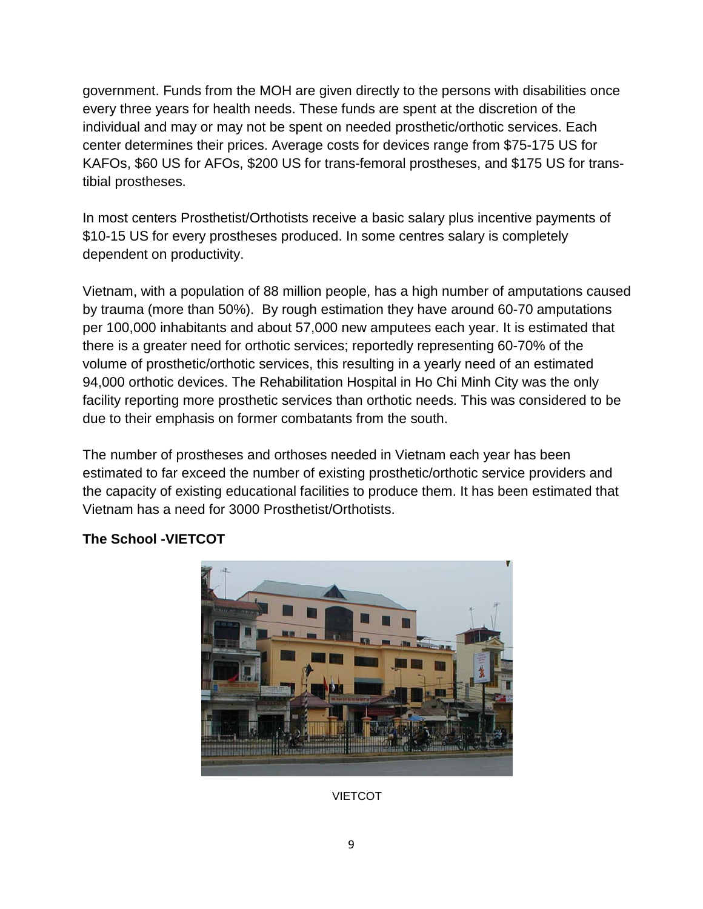government. Funds from the MOH are given directly to the persons with disabilities once every three years for health needs. These funds are spent at the discretion of the individual and may or may not be spent on needed prosthetic/orthotic services. Each center determines their prices. Average costs for devices range from $75-175 US for KAFOs, $60 US for AFOs, $200 US for trans-femoral prostheses, and $175 US for trans-tibial prostheses.

In most centers Prosthetist/Orthotists receive a basic salary plus incentive payments of $10-15 US for every prostheses produced. In some centres salary is completely dependent on productivity.

Vietnam, with a population of 88 million people, has a high number of amputations caused by trauma (more than 50%). By rough estimation they have around 60-70 amputations per 100,000 inhabitants and about 57,000 new amputees each year. It is estimated that there is a greater need for orthotic services; reportedly representing 60-70% of the volume of prosthetic/orthotic services, this resulting in a yearly need of an estimated 94,000 orthotic devices. The Rehabilitation Hospital in Ho Chi Minh City was the only facility reporting more prosthetic services than orthotic needs. This was considered to be due to their emphasis on former combatants from the south.

The number of prostheses and orthoses needed in Vietnam each year has been estimated to far exceed the number of existing prosthetic/orthotic service providers and the capacity of existing educational facilities to produce them. It has been estimated that Vietnam has a need for 3000 Prosthetist/Orthotists.

**The School -VIETCOT**

VIETCOT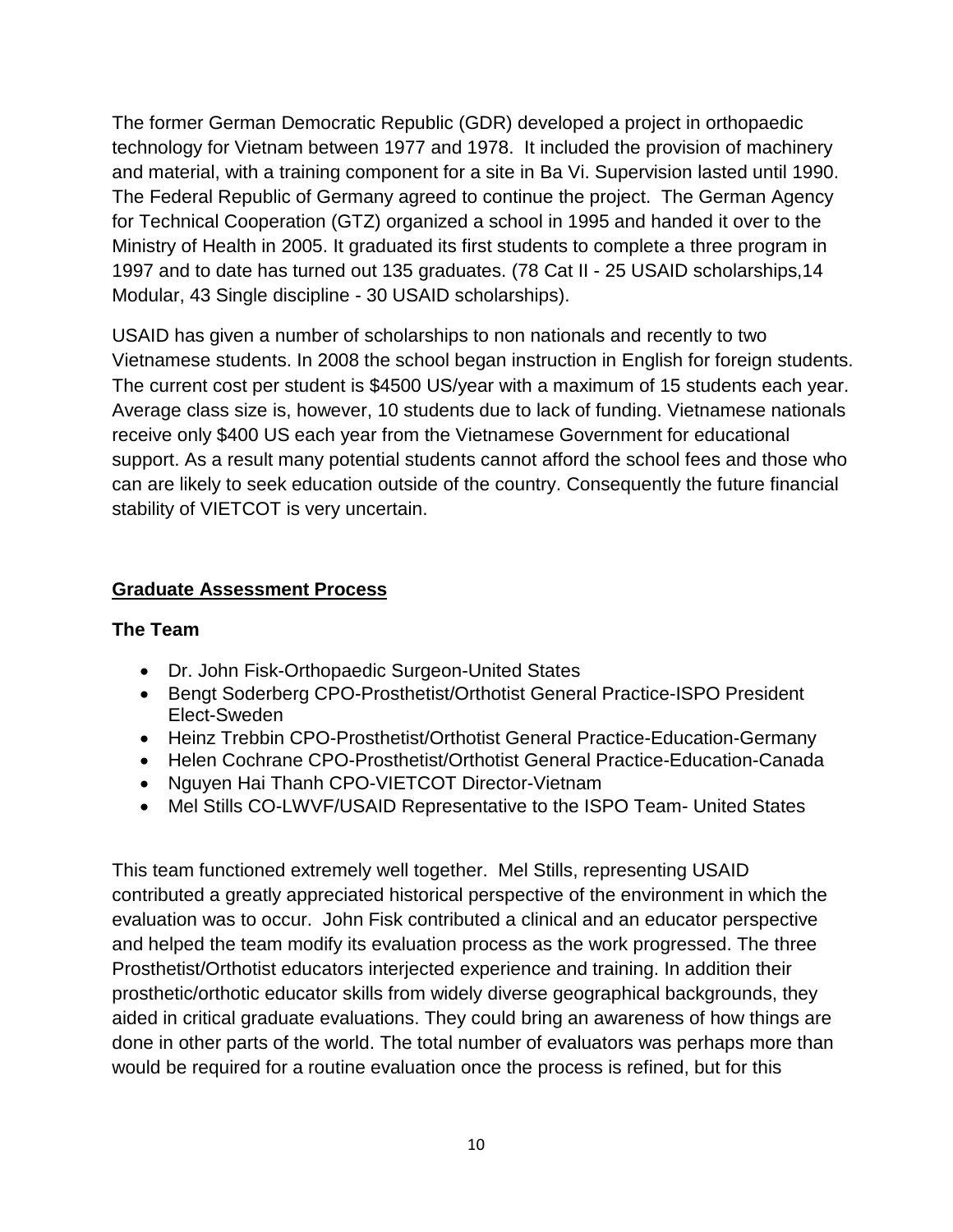The former German Democratic Republic (GDR) developed a project in orthopaedic technology for Vietnam between 1977 and 1978. It included the provision of machinery and material, with a training component for a site in Ba Vi. Supervision lasted until 1990. The Federal Republic of Germany agreed to continue the project. The German Agency for Technical Cooperation (GTZ) organized a school in 1995 and handed it over to the Ministry of Health in 2005. It graduated its first students to complete a three program in 1997 and to date has turned out 135 graduates. (78 Cat II - 25 USAID scholarships,14 Modular, 43 Single discipline - 30 USAID scholarships).

USAID has given a number of scholarships to non nationals and recently to two Vietnamese students. In 2008 the school began instruction in English for foreign students. The current cost per student is $4500 US/year with a maximum of 15 students each year. Average class size is, however, 10 students due to lack of funding. Vietnamese nationals receive only $400 US each year from the Vietnamese Government for educational support. As a result many potential students cannot afford the school fees and those who can are likely to seek education outside of the country. Consequently the future financial stability of VIETCOT is very uncertain.

## <u>Graduate Assessment Process</u>

### The Team

- Dr. John Fisk-Orthopaedic Surgeon-United States
- Bengt Soderberg CPO-Prosthetist/Orthotist General Practice-ISPO President Elect-Sweden
- Heinz Trebbin CPO-Prosthetist/Orthotist General Practice-Education-Germany
- Helen Cochrane CPO-Prosthetist/Orthotist General Practice-Education-Canada
- Nguyen Hai Thanh CPO-VIETCOT Director-Vietnam
- Mel Stills CO-LWVF/USAID Representative to the ISPO Team- United States

This team functioned extremely well together. Mel Stills, representing USAID contributed a greatly appreciated historical perspective of the environment in which the evaluation was to occur. John Fisk contributed a clinical and an educator perspective and helped the team modify its evaluation process as the work progressed. The three Prosthetist/Orthotist educators interjected experience and training. In addition their prosthetic/orthotic educator skills from widely diverse geographical backgrounds, they aided in critical graduate evaluations. They could bring an awareness of how things are done in other parts of the world. The total number of evaluators was perhaps more than would be required for a routine evaluation once the process is refined, but for this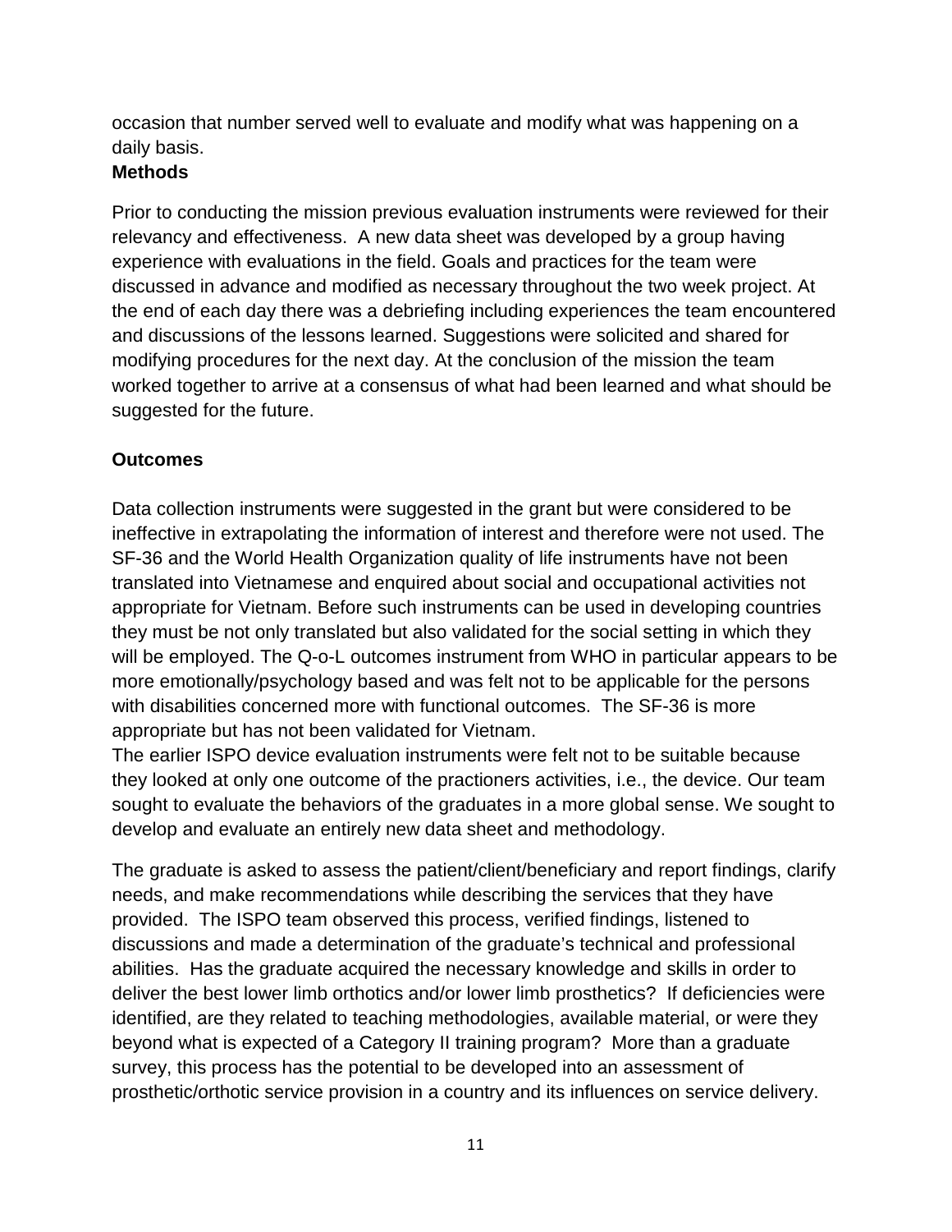occasion that number served well to evaluate and modify what was happening on a daily basis.

**Methods**

Prior to conducting the mission previous evaluation instruments were reviewed for their relevancy and effectiveness. A new data sheet was developed by a group having experience with evaluations in the field. Goals and practices for the team were discussed in advance and modified as necessary throughout the two week project. At the end of each day there was a debriefing including experiences the team encountered and discussions of the lessons learned. Suggestions were solicited and shared for modifying procedures for the next day. At the conclusion of the mission the team worked together to arrive at a consensus of what had been learned and what should be suggested for the future.

**Outcomes**

Data collection instruments were suggested in the grant but were considered to be ineffective in extrapolating the information of interest and therefore were not used. The SF-36 and the World Health Organization quality of life instruments have not been translated into Vietnamese and enquired about social and occupational activities not appropriate for Vietnam. Before such instruments can be used in developing countries they must be not only translated but also validated for the social setting in which they will be employed. The Q-o-L outcomes instrument from WHO in particular appears to be more emotionally/psychology based and was felt not to be applicable for the persons with disabilities concerned more with functional outcomes. The SF-36 is more appropriate but has not been validated for Vietnam.

The earlier ISPO device evaluation instruments were felt not to be suitable because they looked at only one outcome of the practioners activities, i.e., the device. Our team sought to evaluate the behaviors of the graduates in a more global sense. We sought to develop and evaluate an entirely new data sheet and methodology.

The graduate is asked to assess the patient/client/beneficiary and report findings, clarify needs, and make recommendations while describing the services that they have provided. The ISPO team observed this process, verified findings, listened to discussions and made a determination of the graduate's technical and professional abilities. Has the graduate acquired the necessary knowledge and skills in order to deliver the best lower limb orthotics and/or lower limb prosthetics? If deficiencies were identified, are they related to teaching methodologies, available material, or were they beyond what is expected of a Category II training program? More than a graduate survey, this process has the potential to be developed into an assessment of prosthetic/orthotic service provision in a country and its influences on service delivery.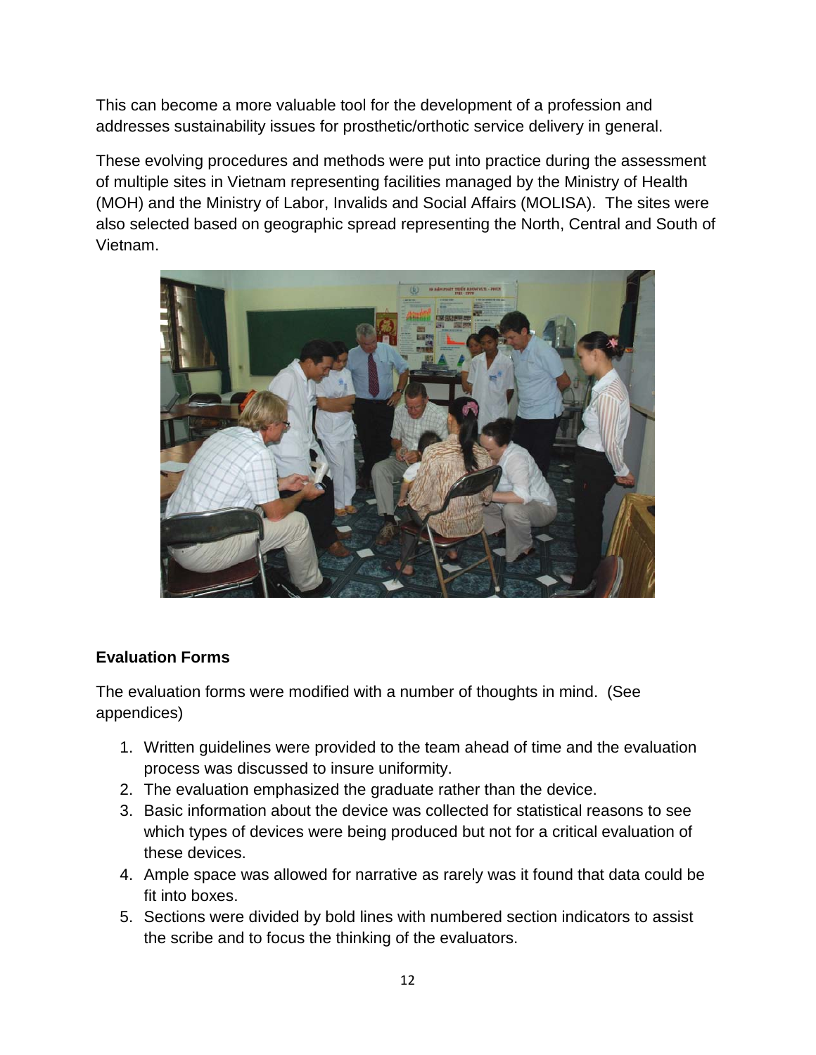This can become a more valuable tool for the development of a profession and addresses sustainability issues for prosthetic/orthotic service delivery in general.

These evolving procedures and methods were put into practice during the assessment of multiple sites in Vietnam representing facilities managed by the Ministry of Health (MOH) and the Ministry of Labor, Invalids and Social Affairs (MOLISA). The sites were also selected based on geographic spread representing the North, Central and South of Vietnam.

**Evaluation Forms**

The evaluation forms were modified with a number of thoughts in mind. (See appendices)

1. Written guidelines were provided to the team ahead of time and the evaluation process was discussed to insure uniformity.
2. The evaluation emphasized the graduate rather than the device.
3. Basic information about the device was collected for statistical reasons to see which types of devices were being produced but not for a critical evaluation of these devices.
4. Ample space was allowed for narrative as rarely was it found that data could be fit into boxes.
5. Sections were divided by bold lines with numbered section indicators to assist the scribe and to focus the thinking of the evaluators.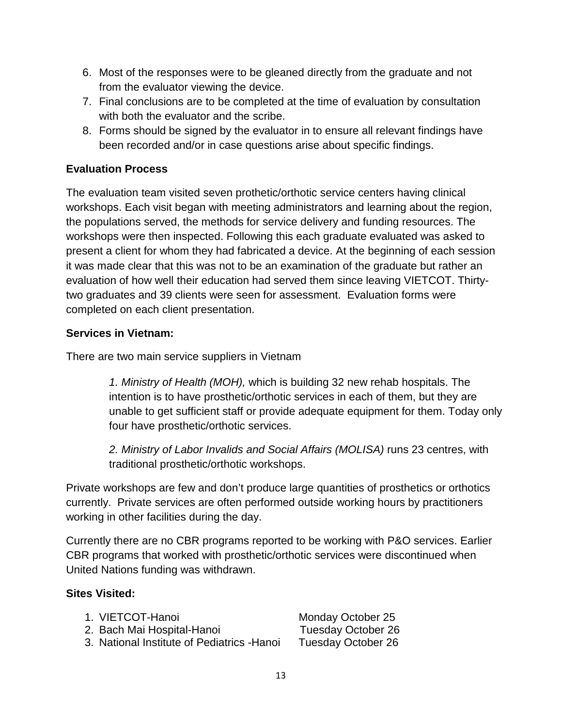6. Most of the responses were to be gleaned directly from the graduate and not from the evaluator viewing the device.
7. Final conclusions are to be completed at the time of evaluation by consultation with both the evaluator and the scribe.
8. Forms should be signed by the evaluator in to ensure all relevant findings have been recorded and/or in case questions arise about specific findings.

**Evaluation Process**

The evaluation team visited seven prothetic/orthotic service centers having clinical workshops. Each visit began with meeting administrators and learning about the region, the populations served, the methods for service delivery and funding resources. The workshops were then inspected. Following this each graduate evaluated was asked to present a client for whom they had fabricated a device. At the beginning of each session it was made clear that this was not to be an examination of the graduate but rather an evaluation of how well their education had served them since leaving VIETCOT. Thirty-two graduates and 39 clients were seen for assessment. Evaluation forms were completed on each client presentation.

**Services in Vietnam:**

There are two main service suppliers in Vietnam

> *1. Ministry of Health (MOH),* which is building 32 new rehab hospitals. The intention is to have prosthetic/orthotic services in each of them, but they are unable to get sufficient staff or provide adequate equipment for them. Today only four have prosthetic/orthotic services.
>
> *2. Ministry of Labor Invalids and Social Affairs (MOLISA)* runs 23 centres, with traditional prosthetic/orthotic workshops.

Private workshops are few and don't produce large quantities of prosthetics or orthotics currently. Private services are often performed outside working hours by practitioners working in other facilities during the day.

Currently there are no CBR programs reported to be working with P&O services. Earlier CBR programs that worked with prosthetic/orthotic services were discontinued when United Nations funding was withdrawn.

**Sites Visited:**

1. VIETCOT-Hanoi — Monday October 25
2. Bach Mai Hospital-Hanoi — Tuesday October 26
3. National Institute of Pediatrics -Hanoi — Tuesday October 26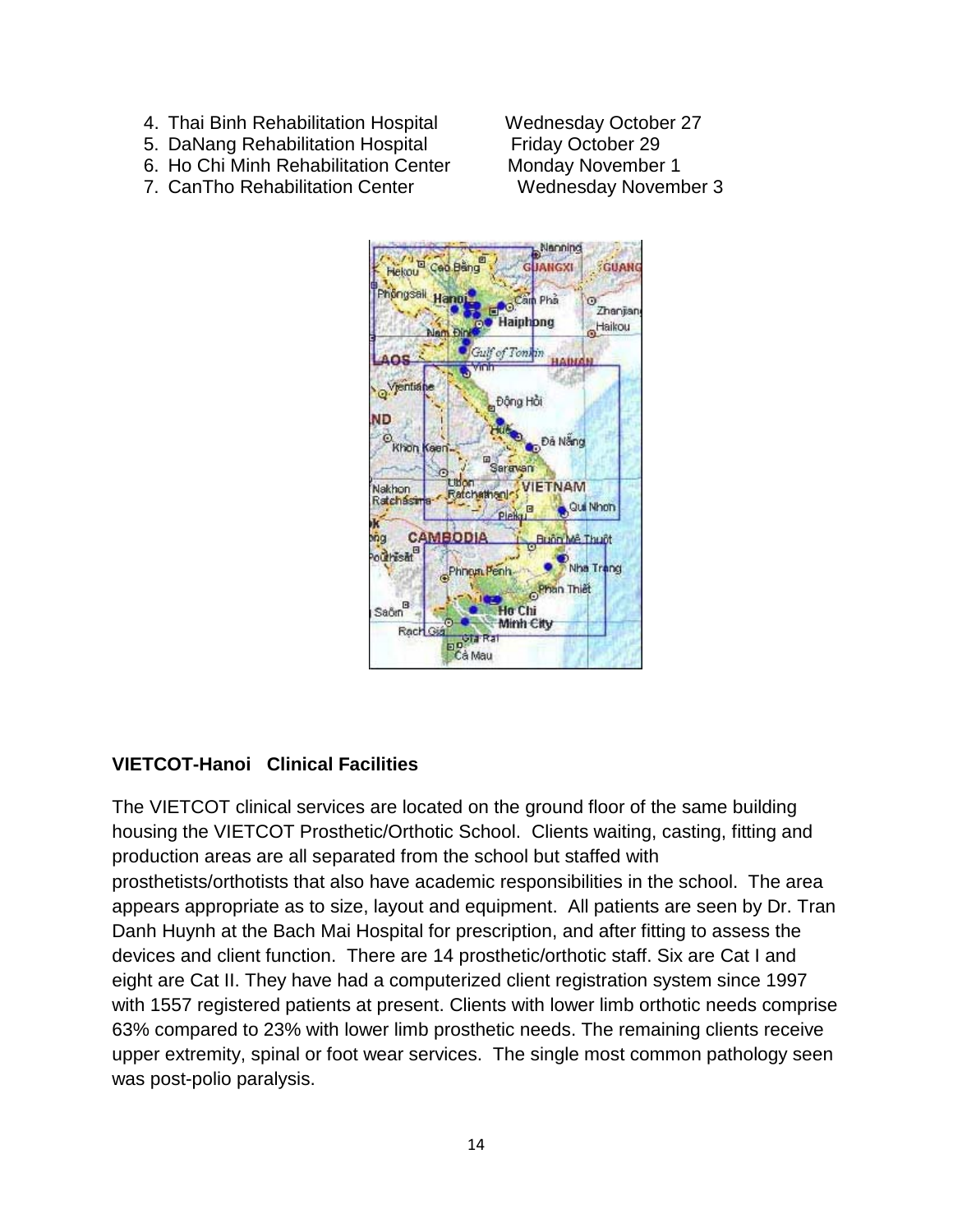4. Thai Binh Rehabilitation Hospital Wednesday October 27
5. DaNang Rehabilitation Hospital Friday October 29
6. Ho Chi Minh Rehabilitation Center Monday November 1
7. CanTho Rehabilitation Center Wednesday November 3

**VIETCOT-Hanoi Clinical Facilities**

The VIETCOT clinical services are located on the ground floor of the same building housing the VIETCOT Prosthetic/Orthotic School. Clients waiting, casting, fitting and production areas are all separated from the school but staffed with prosthetists/orthotists that also have academic responsibilities in the school. The area appears appropriate as to size, layout and equipment. All patients are seen by Dr. Tran Danh Huynh at the Bach Mai Hospital for prescription, and after fitting to assess the devices and client function. There are 14 prosthetic/orthotic staff. Six are Cat I and eight are Cat II. They have had a computerized client registration system since 1997 with 1557 registered patients at present. Clients with lower limb orthotic needs comprise 63% compared to 23% with lower limb prosthetic needs. The remaining clients receive upper extremity, spinal or foot wear services. The single most common pathology seen was post-polio paralysis.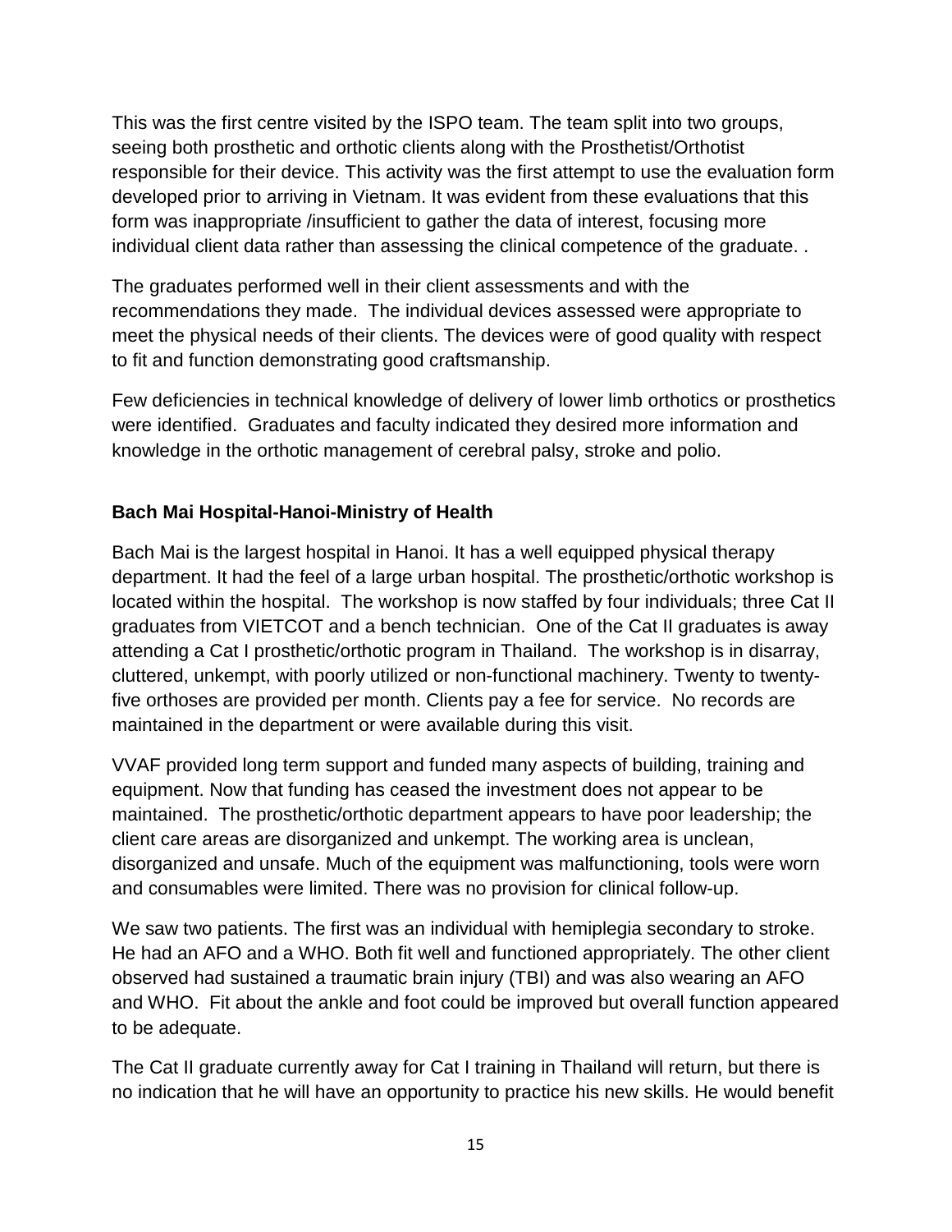This was the first centre visited by the ISPO team. The team split into two groups, seeing both prosthetic and orthotic clients along with the Prosthetist/Orthotist responsible for their device. This activity was the first attempt to use the evaluation form developed prior to arriving in Vietnam. It was evident from these evaluations that this form was inappropriate /insufficient to gather the data of interest, focusing more individual client data rather than assessing the clinical competence of the graduate. .

The graduates performed well in their client assessments and with the recommendations they made. The individual devices assessed were appropriate to meet the physical needs of their clients. The devices were of good quality with respect to fit and function demonstrating good craftsmanship.

Few deficiencies in technical knowledge of delivery of lower limb orthotics or prosthetics were identified. Graduates and faculty indicated they desired more information and knowledge in the orthotic management of cerebral palsy, stroke and polio.

**Bach Mai Hospital-Hanoi-Ministry of Health**

Bach Mai is the largest hospital in Hanoi. It has a well equipped physical therapy department. It had the feel of a large urban hospital. The prosthetic/orthotic workshop is located within the hospital. The workshop is now staffed by four individuals; three Cat II graduates from VIETCOT and a bench technician. One of the Cat II graduates is away attending a Cat I prosthetic/orthotic program in Thailand. The workshop is in disarray, cluttered, unkempt, with poorly utilized or non-functional machinery. Twenty to twenty-five orthoses are provided per month. Clients pay a fee for service. No records are maintained in the department or were available during this visit.

VVAF provided long term support and funded many aspects of building, training and equipment. Now that funding has ceased the investment does not appear to be maintained. The prosthetic/orthotic department appears to have poor leadership; the client care areas are disorganized and unkempt. The working area is unclean, disorganized and unsafe. Much of the equipment was malfunctioning, tools were worn and consumables were limited. There was no provision for clinical follow-up.

We saw two patients. The first was an individual with hemiplegia secondary to stroke. He had an AFO and a WHO. Both fit well and functioned appropriately. The other client observed had sustained a traumatic brain injury (TBI) and was also wearing an AFO and WHO. Fit about the ankle and foot could be improved but overall function appeared to be adequate.

The Cat II graduate currently away for Cat I training in Thailand will return, but there is no indication that he will have an opportunity to practice his new skills. He would benefit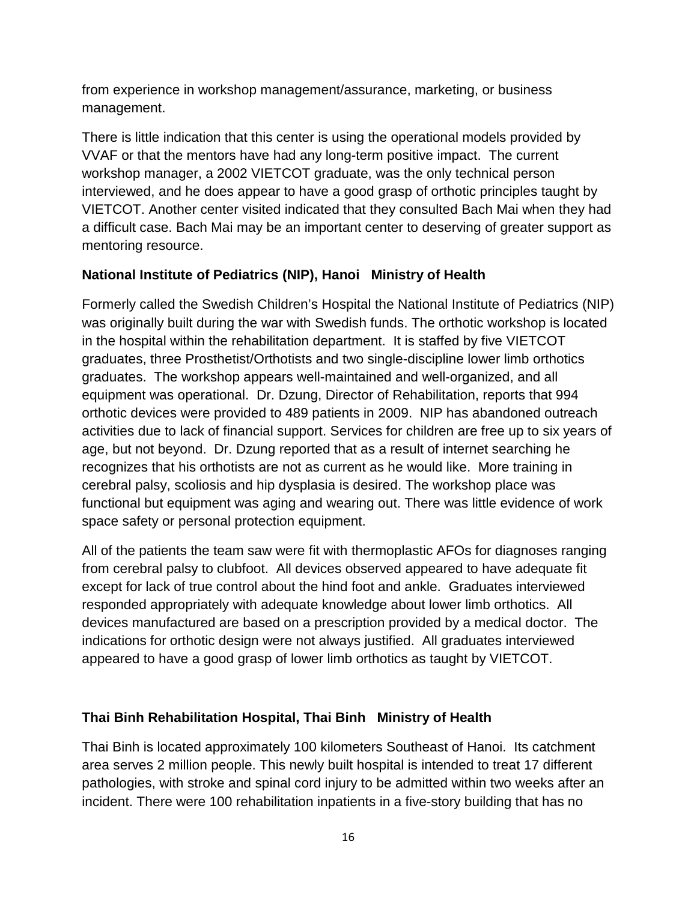from experience in workshop management/assurance, marketing, or business management.

There is little indication that this center is using the operational models provided by VVAF or that the mentors have had any long-term positive impact. The current workshop manager, a 2002 VIETCOT graduate, was the only technical person interviewed, and he does appear to have a good grasp of orthotic principles taught by VIETCOT. Another center visited indicated that they consulted Bach Mai when they had a difficult case. Bach Mai may be an important center to deserving of greater support as mentoring resource.

**National Institute of Pediatrics (NIP), Hanoi   Ministry of Health**

Formerly called the Swedish Children's Hospital the National Institute of Pediatrics (NIP) was originally built during the war with Swedish funds. The orthotic workshop is located in the hospital within the rehabilitation department. It is staffed by five VIETCOT graduates, three Prosthetist/Orthotists and two single-discipline lower limb orthotics graduates. The workshop appears well-maintained and well-organized, and all equipment was operational. Dr. Dzung, Director of Rehabilitation, reports that 994 orthotic devices were provided to 489 patients in 2009. NIP has abandoned outreach activities due to lack of financial support. Services for children are free up to six years of age, but not beyond. Dr. Dzung reported that as a result of internet searching he recognizes that his orthotists are not as current as he would like. More training in cerebral palsy, scoliosis and hip dysplasia is desired. The workshop place was functional but equipment was aging and wearing out. There was little evidence of work space safety or personal protection equipment.

All of the patients the team saw were fit with thermoplastic AFOs for diagnoses ranging from cerebral palsy to clubfoot. All devices observed appeared to have adequate fit except for lack of true control about the hind foot and ankle. Graduates interviewed responded appropriately with adequate knowledge about lower limb orthotics. All devices manufactured are based on a prescription provided by a medical doctor. The indications for orthotic design were not always justified. All graduates interviewed appeared to have a good grasp of lower limb orthotics as taught by VIETCOT.

**Thai Binh Rehabilitation Hospital, Thai Binh   Ministry of Health**

Thai Binh is located approximately 100 kilometers Southeast of Hanoi. Its catchment area serves 2 million people. This newly built hospital is intended to treat 17 different pathologies, with stroke and spinal cord injury to be admitted within two weeks after an incident. There were 100 rehabilitation inpatients in a five-story building that has no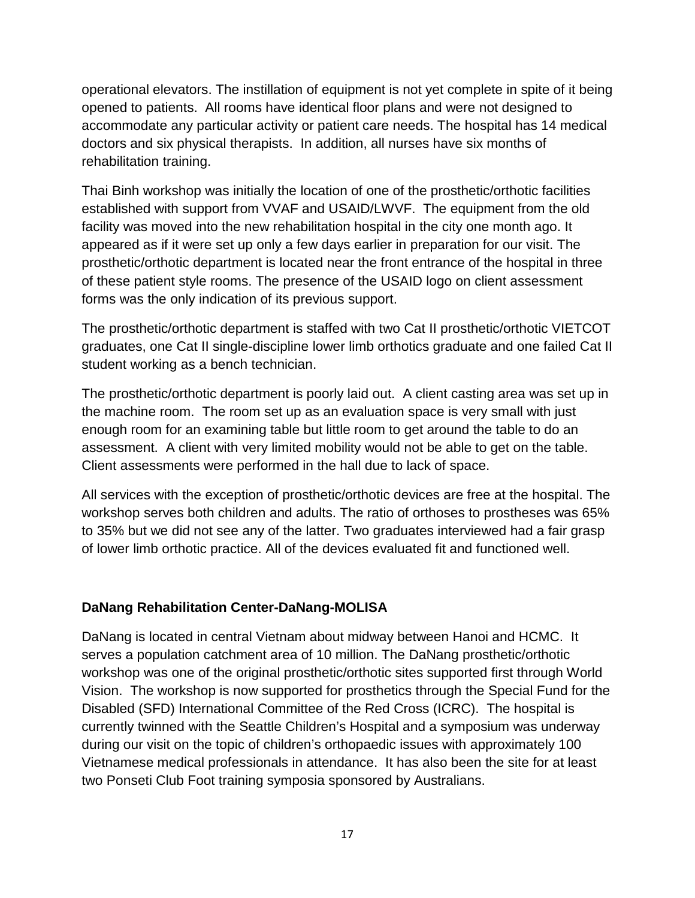operational elevators. The instillation of equipment is not yet complete in spite of it being opened to patients. All rooms have identical floor plans and were not designed to accommodate any particular activity or patient care needs. The hospital has 14 medical doctors and six physical therapists. In addition, all nurses have six months of rehabilitation training.

Thai Binh workshop was initially the location of one of the prosthetic/orthotic facilities established with support from VVAF and USAID/LWVF. The equipment from the old facility was moved into the new rehabilitation hospital in the city one month ago. It appeared as if it were set up only a few days earlier in preparation for our visit. The prosthetic/orthotic department is located near the front entrance of the hospital in three of these patient style rooms. The presence of the USAID logo on client assessment forms was the only indication of its previous support.

The prosthetic/orthotic department is staffed with two Cat II prosthetic/orthotic VIETCOT graduates, one Cat II single-discipline lower limb orthotics graduate and one failed Cat II student working as a bench technician.

The prosthetic/orthotic department is poorly laid out. A client casting area was set up in the machine room. The room set up as an evaluation space is very small with just enough room for an examining table but little room to get around the table to do an assessment. A client with very limited mobility would not be able to get on the table. Client assessments were performed in the hall due to lack of space.

All services with the exception of prosthetic/orthotic devices are free at the hospital. The workshop serves both children and adults. The ratio of orthoses to prostheses was 65% to 35% but we did not see any of the latter. Two graduates interviewed had a fair grasp of lower limb orthotic practice. All of the devices evaluated fit and functioned well.

**DaNang Rehabilitation Center-DaNang-MOLISA**

DaNang is located in central Vietnam about midway between Hanoi and HCMC. It serves a population catchment area of 10 million. The DaNang prosthetic/orthotic workshop was one of the original prosthetic/orthotic sites supported first through World Vision. The workshop is now supported for prosthetics through the Special Fund for the Disabled (SFD) International Committee of the Red Cross (ICRC). The hospital is currently twinned with the Seattle Children's Hospital and a symposium was underway during our visit on the topic of children's orthopaedic issues with approximately 100 Vietnamese medical professionals in attendance. It has also been the site for at least two Ponseti Club Foot training symposia sponsored by Australians.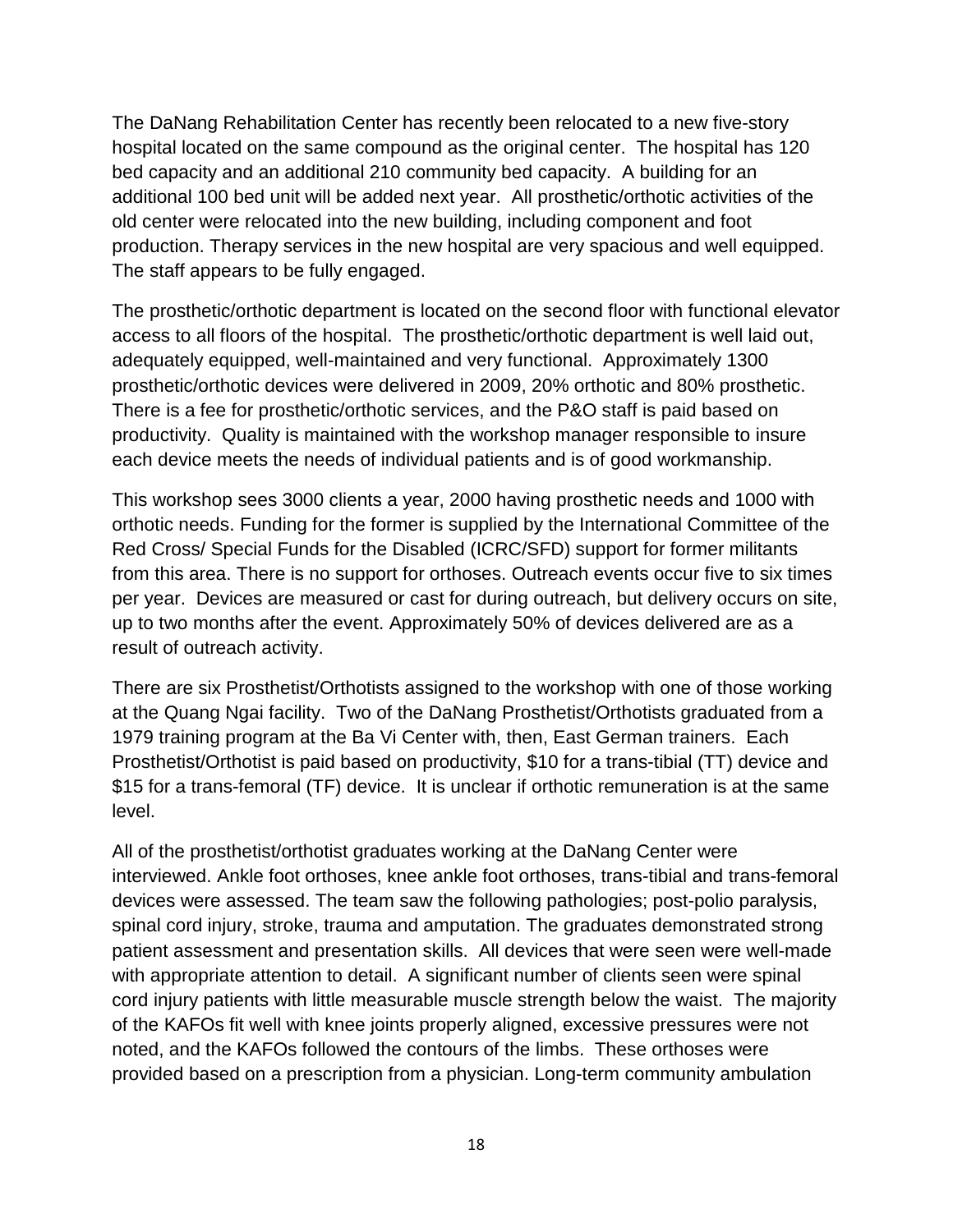The DaNang Rehabilitation Center has recently been relocated to a new five-story hospital located on the same compound as the original center. The hospital has 120 bed capacity and an additional 210 community bed capacity. A building for an additional 100 bed unit will be added next year. All prosthetic/orthotic activities of the old center were relocated into the new building, including component and foot production. Therapy services in the new hospital are very spacious and well equipped. The staff appears to be fully engaged.

The prosthetic/orthotic department is located on the second floor with functional elevator access to all floors of the hospital. The prosthetic/orthotic department is well laid out, adequately equipped, well-maintained and very functional. Approximately 1300 prosthetic/orthotic devices were delivered in 2009, 20% orthotic and 80% prosthetic. There is a fee for prosthetic/orthotic services, and the P&O staff is paid based on productivity. Quality is maintained with the workshop manager responsible to insure each device meets the needs of individual patients and is of good workmanship.

This workshop sees 3000 clients a year, 2000 having prosthetic needs and 1000 with orthotic needs. Funding for the former is supplied by the International Committee of the Red Cross/ Special Funds for the Disabled (ICRC/SFD) support for former militants from this area. There is no support for orthoses. Outreach events occur five to six times per year. Devices are measured or cast for during outreach, but delivery occurs on site, up to two months after the event. Approximately 50% of devices delivered are as a result of outreach activity.

There are six Prosthetist/Orthotists assigned to the workshop with one of those working at the Quang Ngai facility. Two of the DaNang Prosthetist/Orthotists graduated from a 1979 training program at the Ba Vi Center with, then, East German trainers. Each Prosthetist/Orthotist is paid based on productivity, $10 for a trans-tibial (TT) device and $15 for a trans-femoral (TF) device. It is unclear if orthotic remuneration is at the same level.

All of the prosthetist/orthotist graduates working at the DaNang Center were interviewed. Ankle foot orthoses, knee ankle foot orthoses, trans-tibial and trans-femoral devices were assessed. The team saw the following pathologies; post-polio paralysis, spinal cord injury, stroke, trauma and amputation. The graduates demonstrated strong patient assessment and presentation skills. All devices that were seen were well-made with appropriate attention to detail. A significant number of clients seen were spinal cord injury patients with little measurable muscle strength below the waist. The majority of the KAFOs fit well with knee joints properly aligned, excessive pressures were not noted, and the KAFOs followed the contours of the limbs. These orthoses were provided based on a prescription from a physician. Long-term community ambulation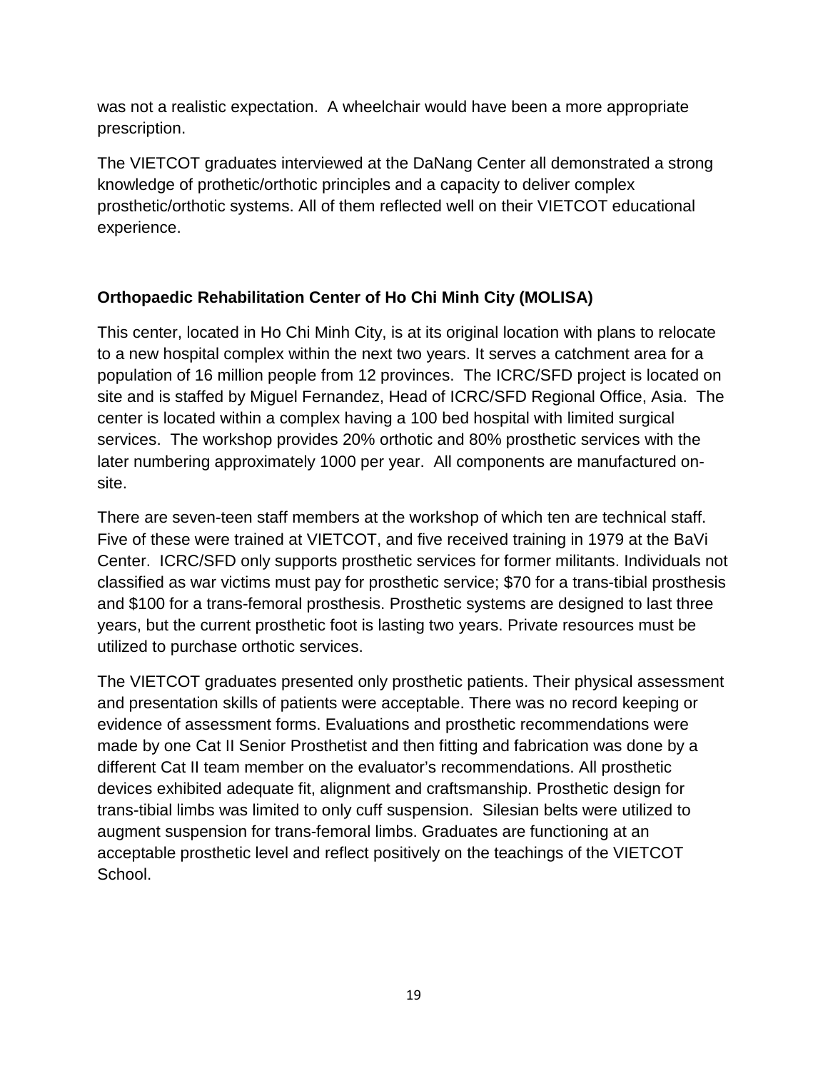was not a realistic expectation.  A wheelchair would have been a more appropriate prescription.

The VIETCOT graduates interviewed at the DaNang Center all demonstrated a strong knowledge of prothetic/orthotic principles and a capacity to deliver complex prosthetic/orthotic systems. All of them reflected well on their VIETCOT educational experience.

**Orthopaedic Rehabilitation Center of Ho Chi Minh City (MOLISA)**

This center, located in Ho Chi Minh City, is at its original location with plans to relocate to a new hospital complex within the next two years. It serves a catchment area for a population of 16 million people from 12 provinces.  The ICRC/SFD project is located on site and is staffed by Miguel Fernandez, Head of ICRC/SFD Regional Office, Asia.  The center is located within a complex having a 100 bed hospital with limited surgical services.  The workshop provides 20% orthotic and 80% prosthetic services with the later numbering approximately 1000 per year.  All components are manufactured on-site.

There are seven-teen staff members at the workshop of which ten are technical staff. Five of these were trained at VIETCOT, and five received training in 1979 at the BaVi Center.  ICRC/SFD only supports prosthetic services for former militants. Individuals not classified as war victims must pay for prosthetic service; $70 for a trans-tibial prosthesis and $100 for a trans-femoral prosthesis. Prosthetic systems are designed to last three years, but the current prosthetic foot is lasting two years. Private resources must be utilized to purchase orthotic services.

The VIETCOT graduates presented only prosthetic patients. Their physical assessment and presentation skills of patients were acceptable. There was no record keeping or evidence of assessment forms. Evaluations and prosthetic recommendations were made by one Cat II Senior Prosthetist and then fitting and fabrication was done by a different Cat II team member on the evaluator's recommendations. All prosthetic devices exhibited adequate fit, alignment and craftsmanship. Prosthetic design for trans-tibial limbs was limited to only cuff suspension.  Silesian belts were utilized to augment suspension for trans-femoral limbs. Graduates are functioning at an acceptable prosthetic level and reflect positively on the teachings of the VIETCOT School.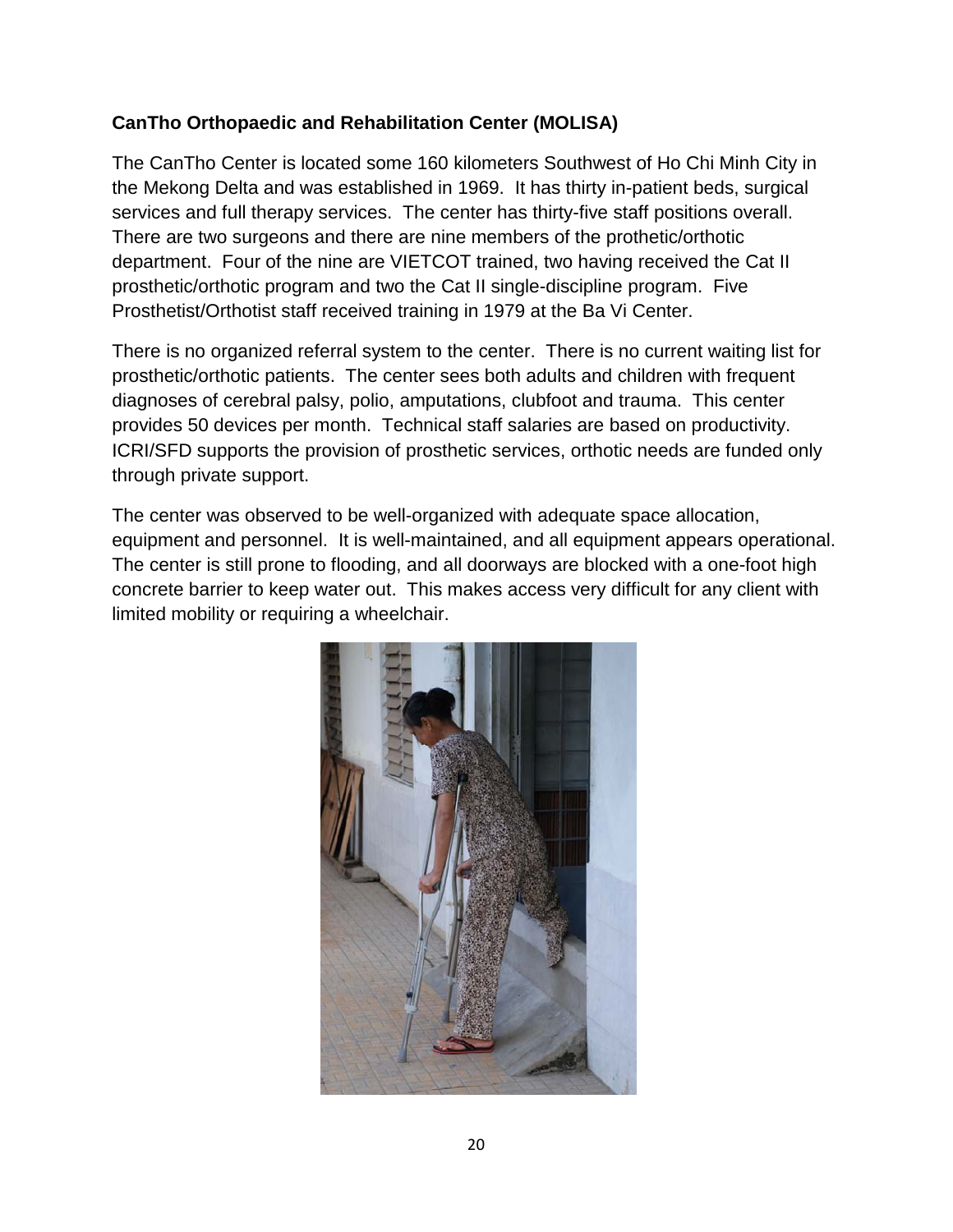**CanTho Orthopaedic and Rehabilitation Center (MOLISA)**

The CanTho Center is located some 160 kilometers Southwest of Ho Chi Minh City in the Mekong Delta and was established in 1969. It has thirty in-patient beds, surgical services and full therapy services. The center has thirty-five staff positions overall. There are two surgeons and there are nine members of the prothetic/orthotic department. Four of the nine are VIETCOT trained, two having received the Cat II prosthetic/orthotic program and two the Cat II single-discipline program. Five Prosthetist/Orthotist staff received training in 1979 at the Ba Vi Center.

There is no organized referral system to the center. There is no current waiting list for prosthetic/orthotic patients. The center sees both adults and children with frequent diagnoses of cerebral palsy, polio, amputations, clubfoot and trauma. This center provides 50 devices per month. Technical staff salaries are based on productivity. ICRI/SFD supports the provision of prosthetic services, orthotic needs are funded only through private support.

The center was observed to be well-organized with adequate space allocation, equipment and personnel. It is well-maintained, and all equipment appears operational. The center is still prone to flooding, and all doorways are blocked with a one-foot high concrete barrier to keep water out. This makes access very difficult for any client with limited mobility or requiring a wheelchair.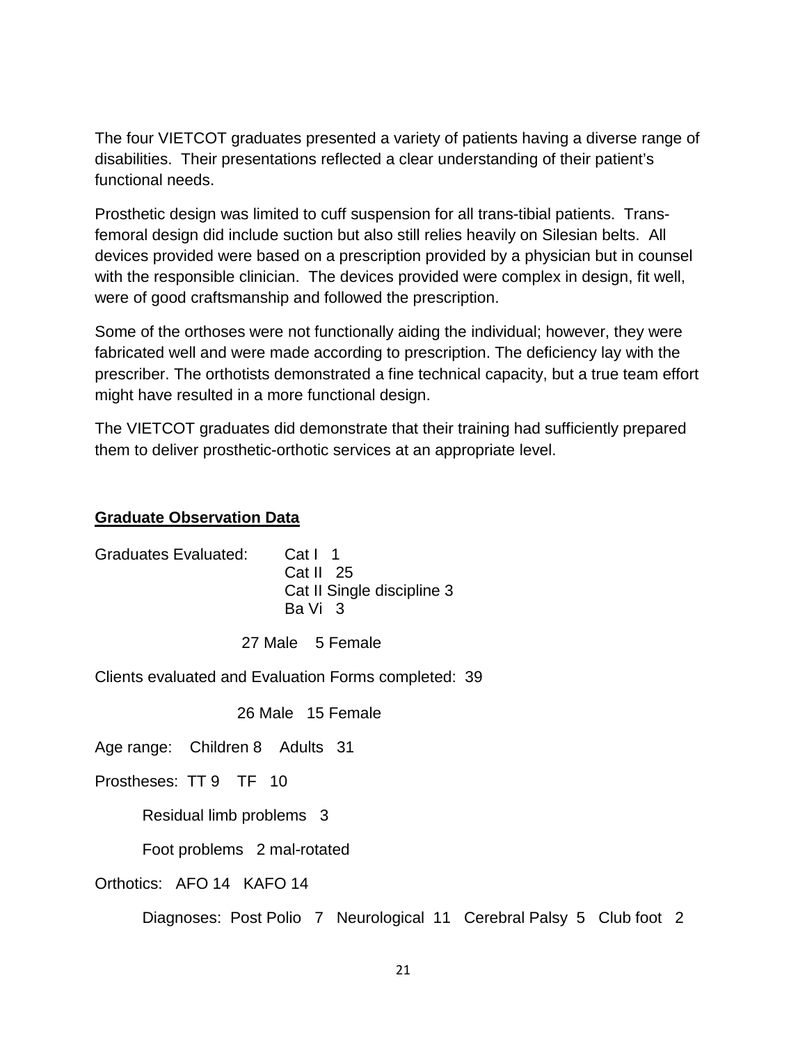The four VIETCOT graduates presented a variety of patients having a diverse range of disabilities. Their presentations reflected a clear understanding of their patient's functional needs.

Prosthetic design was limited to cuff suspension for all trans-tibial patients. Trans-femoral design did include suction but also still relies heavily on Silesian belts. All devices provided were based on a prescription provided by a physician but in counsel with the responsible clinician. The devices provided were complex in design, fit well, were of good craftsmanship and followed the prescription.

Some of the orthoses were not functionally aiding the individual; however, they were fabricated well and were made according to prescription. The deficiency lay with the prescriber. The orthotists demonstrated a fine technical capacity, but a true team effort might have resulted in a more functional design.

The VIETCOT graduates did demonstrate that their training had sufficiently prepared them to deliver prosthetic-orthotic services at an appropriate level.

**<u>Graduate Observation Data</u>**

Graduates Evaluated:
- Cat I 1
- Cat II 25
- Cat II Single discipline 3
- Ba Vi 3

27 Male 5 Female

Clients evaluated and Evaluation Forms completed: 39

26 Male 15 Female

Age range: Children 8 Adults 31

Prostheses: TT 9 TF 10

Residual limb problems 3

Foot problems 2 mal-rotated

Orthotics: AFO 14 KAFO 14

Diagnoses: Post Polio 7 Neurological 11 Cerebral Palsy 5 Club foot 2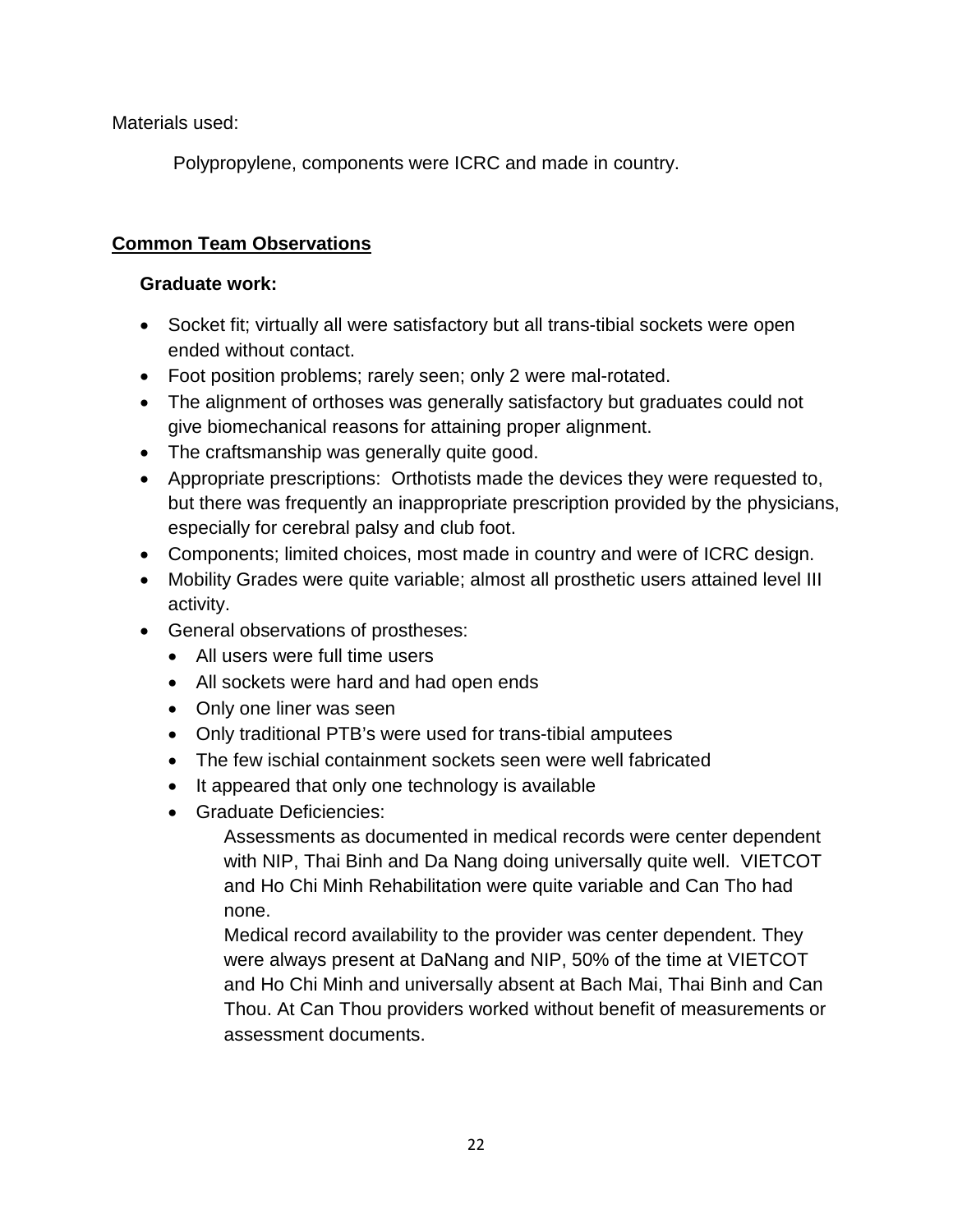Materials used:

Polypropylene, components were ICRC and made in country.

## **Common Team Observations**

**Graduate work:**

- Socket fit; virtually all were satisfactory but all trans-tibial sockets were open ended without contact.
- Foot position problems; rarely seen; only 2 were mal-rotated.
- The alignment of orthoses was generally satisfactory but graduates could not give biomechanical reasons for attaining proper alignment.
- The craftsmanship was generally quite good.
- Appropriate prescriptions: Orthotists made the devices they were requested to, but there was frequently an inappropriate prescription provided by the physicians, especially for cerebral palsy and club foot.
- Components; limited choices, most made in country and were of ICRC design.
- Mobility Grades were quite variable; almost all prosthetic users attained level III activity.
- General observations of prostheses:
  - All users were full time users
  - All sockets were hard and had open ends
  - Only one liner was seen
  - Only traditional PTB's were used for trans-tibial amputees
  - The few ischial containment sockets seen were well fabricated
  - It appeared that only one technology is available
  - Graduate Deficiencies:

    Assessments as documented in medical records were center dependent with NIP, Thai Binh and Da Nang doing universally quite well. VIETCOT and Ho Chi Minh Rehabilitation were quite variable and Can Tho had none.

    Medical record availability to the provider was center dependent. They were always present at DaNang and NIP, 50% of the time at VIETCOT and Ho Chi Minh and universally absent at Bach Mai, Thai Binh and Can Thou. At Can Thou providers worked without benefit of measurements or assessment documents.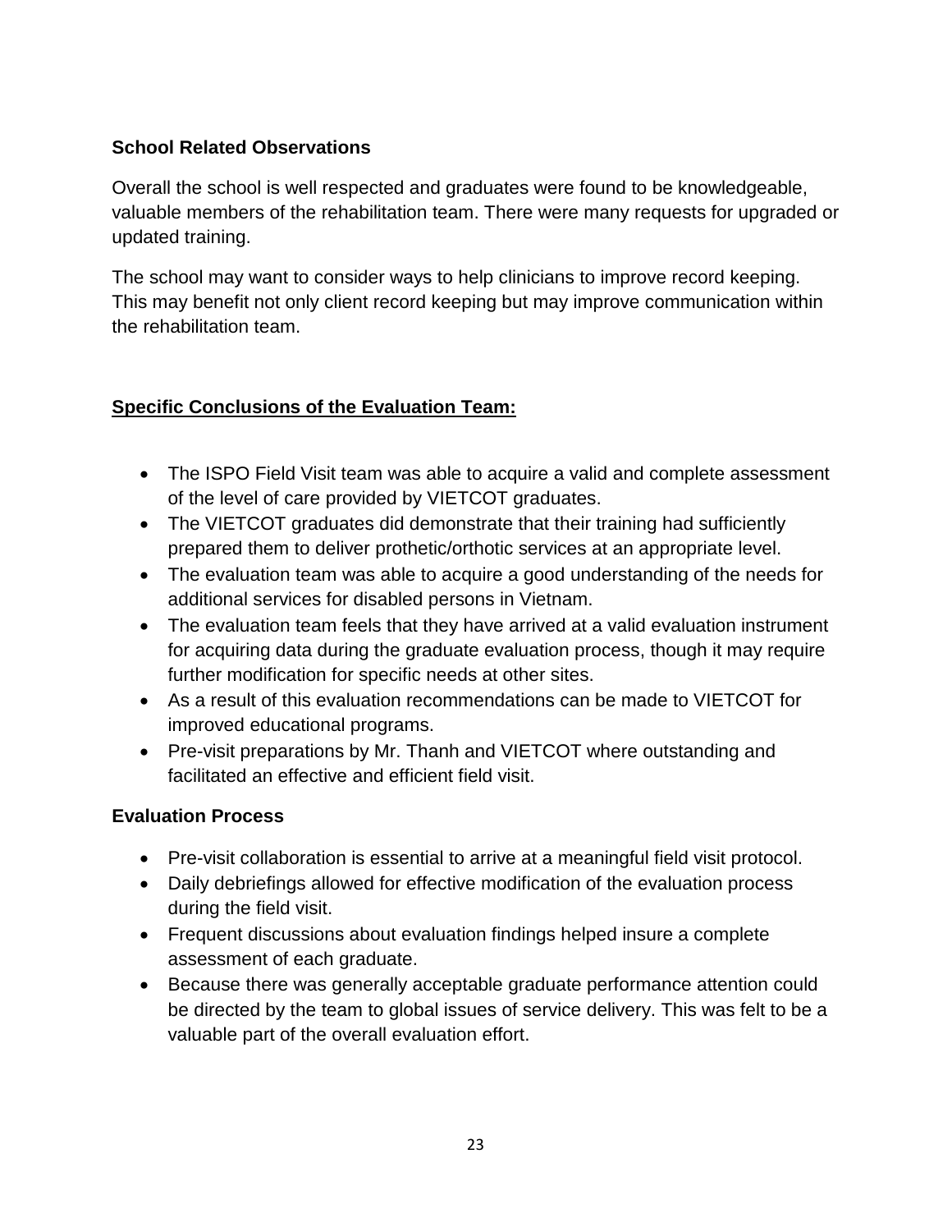### School Related Observations

Overall the school is well respected and graduates were found to be knowledgeable, valuable members of the rehabilitation team. There were many requests for upgraded or updated training.

The school may want to consider ways to help clinicians to improve record keeping. This may benefit not only client record keeping but may improve communication within the rehabilitation team.

## **Specific Conclusions of the Evaluation Team:**

- The ISPO Field Visit team was able to acquire a valid and complete assessment of the level of care provided by VIETCOT graduates.
- The VIETCOT graduates did demonstrate that their training had sufficiently prepared them to deliver prothetic/orthotic services at an appropriate level.
- The evaluation team was able to acquire a good understanding of the needs for additional services for disabled persons in Vietnam.
- The evaluation team feels that they have arrived at a valid evaluation instrument for acquiring data during the graduate evaluation process, though it may require further modification for specific needs at other sites.
- As a result of this evaluation recommendations can be made to VIETCOT for improved educational programs.
- Pre-visit preparations by Mr. Thanh and VIETCOT where outstanding and facilitated an effective and efficient field visit.

### Evaluation Process

- Pre-visit collaboration is essential to arrive at a meaningful field visit protocol.
- Daily debriefings allowed for effective modification of the evaluation process during the field visit.
- Frequent discussions about evaluation findings helped insure a complete assessment of each graduate.
- Because there was generally acceptable graduate performance attention could be directed by the team to global issues of service delivery. This was felt to be a valuable part of the overall evaluation effort.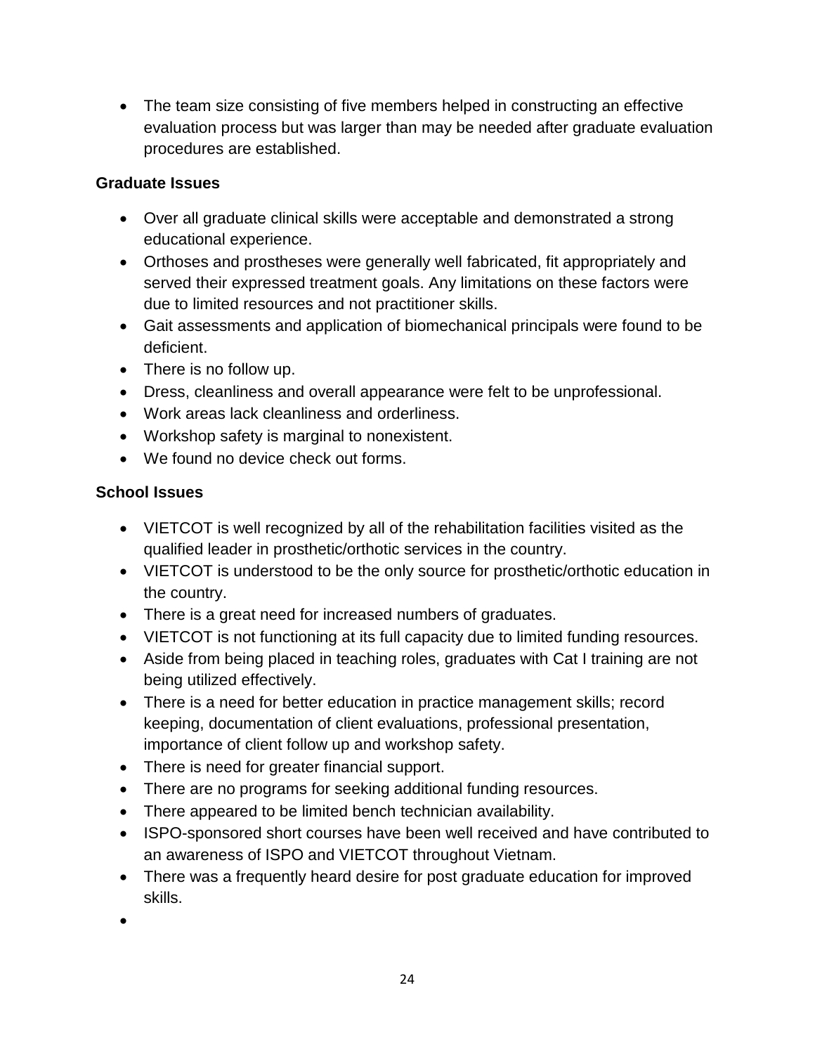- The team size consisting of five members helped in constructing an effective evaluation process but was larger than may be needed after graduate evaluation procedures are established.

**Graduate Issues**

- Over all graduate clinical skills were acceptable and demonstrated a strong educational experience.
- Orthoses and prostheses were generally well fabricated, fit appropriately and served their expressed treatment goals. Any limitations on these factors were due to limited resources and not practitioner skills.
- Gait assessments and application of biomechanical principals were found to be deficient.
- There is no follow up.
- Dress, cleanliness and overall appearance were felt to be unprofessional.
- Work areas lack cleanliness and orderliness.
- Workshop safety is marginal to nonexistent.
- We found no device check out forms.

**School Issues**

- VIETCOT is well recognized by all of the rehabilitation facilities visited as the qualified leader in prosthetic/orthotic services in the country.
- VIETCOT is understood to be the only source for prosthetic/orthotic education in the country.
- There is a great need for increased numbers of graduates.
- VIETCOT is not functioning at its full capacity due to limited funding resources.
- Aside from being placed in teaching roles, graduates with Cat I training are not being utilized effectively.
- There is a need for better education in practice management skills; record keeping, documentation of client evaluations, professional presentation, importance of client follow up and workshop safety.
- There is need for greater financial support.
- There are no programs for seeking additional funding resources.
- There appeared to be limited bench technician availability.
- ISPO-sponsored short courses have been well received and have contributed to an awareness of ISPO and VIETCOT throughout Vietnam.
- There was a frequently heard desire for post graduate education for improved skills.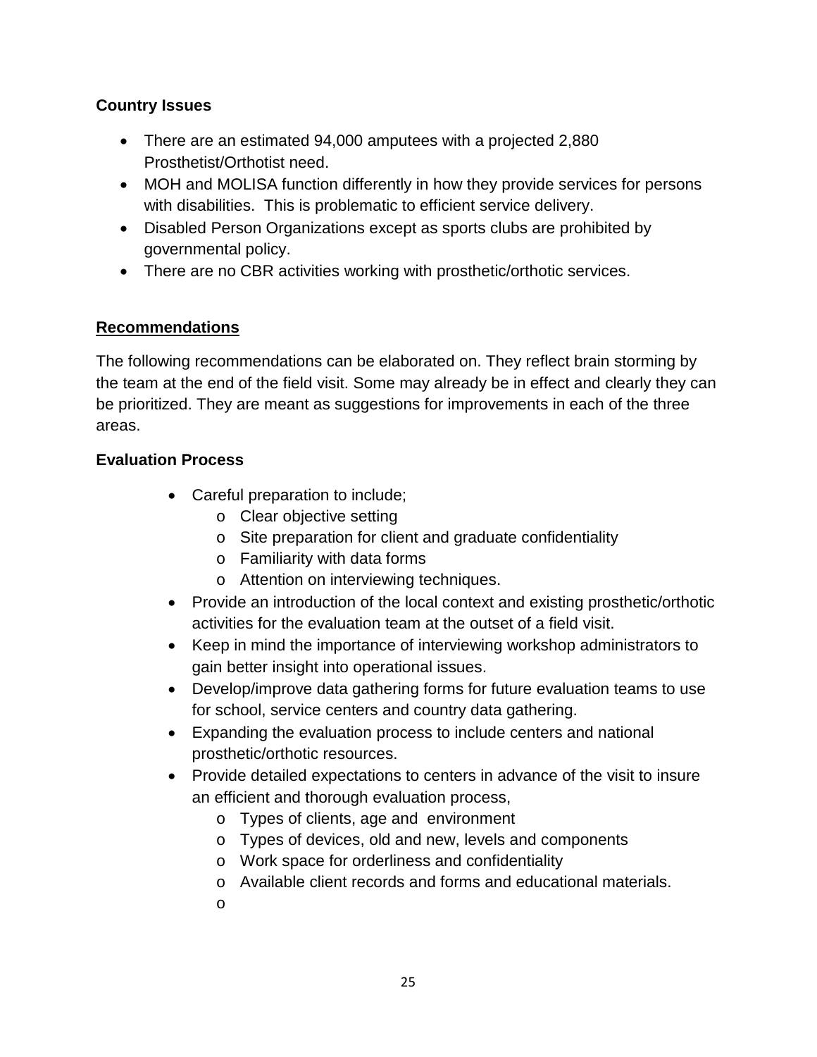**Country Issues**

- There are an estimated 94,000 amputees with a projected 2,880 Prosthetist/Orthotist need.
- MOH and MOLISA function differently in how they provide services for persons with disabilities. This is problematic to efficient service delivery.
- Disabled Person Organizations except as sports clubs are prohibited by governmental policy.
- There are no CBR activities working with prosthetic/orthotic services.

## Recommendations

The following recommendations can be elaborated on. They reflect brain storming by the team at the end of the field visit. Some may already be in effect and clearly they can be prioritized. They are meant as suggestions for improvements in each of the three areas.

**Evaluation Process**

- Careful preparation to include;
    - Clear objective setting
    - Site preparation for client and graduate confidentiality
    - Familiarity with data forms
    - Attention on interviewing techniques.
- Provide an introduction of the local context and existing prosthetic/orthotic activities for the evaluation team at the outset of a field visit.
- Keep in mind the importance of interviewing workshop administrators to gain better insight into operational issues.
- Develop/improve data gathering forms for future evaluation teams to use for school, service centers and country data gathering.
- Expanding the evaluation process to include centers and national prosthetic/orthotic resources.
- Provide detailed expectations to centers in advance of the visit to insure an efficient and thorough evaluation process,
    - Types of clients, age and environment
    - Types of devices, old and new, levels and components
    - Work space for orderliness and confidentiality
    - Available client records and forms and educational materials.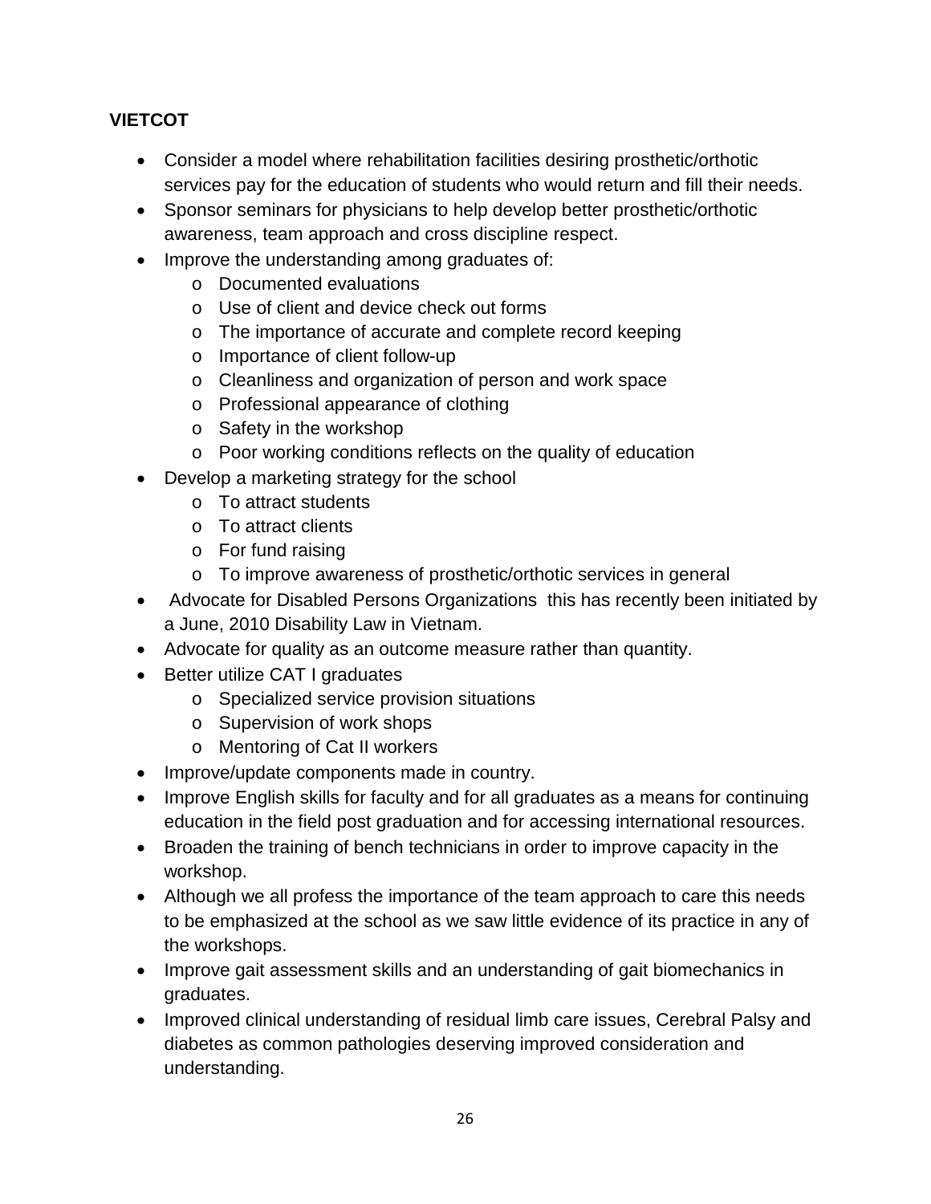**VIETCOT**

- Consider a model where rehabilitation facilities desiring prosthetic/orthotic services pay for the education of students who would return and fill their needs.
- Sponsor seminars for physicians to help develop better prosthetic/orthotic awareness, team approach and cross discipline respect.
- Improve the understanding among graduates of:
    - Documented evaluations
    - Use of client and device check out forms
    - The importance of accurate and complete record keeping
    - Importance of client follow-up
    - Cleanliness and organization of person and work space
    - Professional appearance of clothing
    - Safety in the workshop
    - Poor working conditions reflects on the quality of education
- Develop a marketing strategy for the school
    - To attract students
    - To attract clients
    - For fund raising
    - To improve awareness of prosthetic/orthotic services in general
- Advocate for Disabled Persons Organizations this has recently been initiated by a June, 2010 Disability Law in Vietnam.
- Advocate for quality as an outcome measure rather than quantity.
- Better utilize CAT I graduates
    - Specialized service provision situations
    - Supervision of work shops
    - Mentoring of Cat II workers
- Improve/update components made in country.
- Improve English skills for faculty and for all graduates as a means for continuing education in the field post graduation and for accessing international resources.
- Broaden the training of bench technicians in order to improve capacity in the workshop.
- Although we all profess the importance of the team approach to care this needs to be emphasized at the school as we saw little evidence of its practice in any of the workshops.
- Improve gait assessment skills and an understanding of gait biomechanics in graduates.
- Improved clinical understanding of residual limb care issues, Cerebral Palsy and diabetes as common pathologies deserving improved consideration and understanding.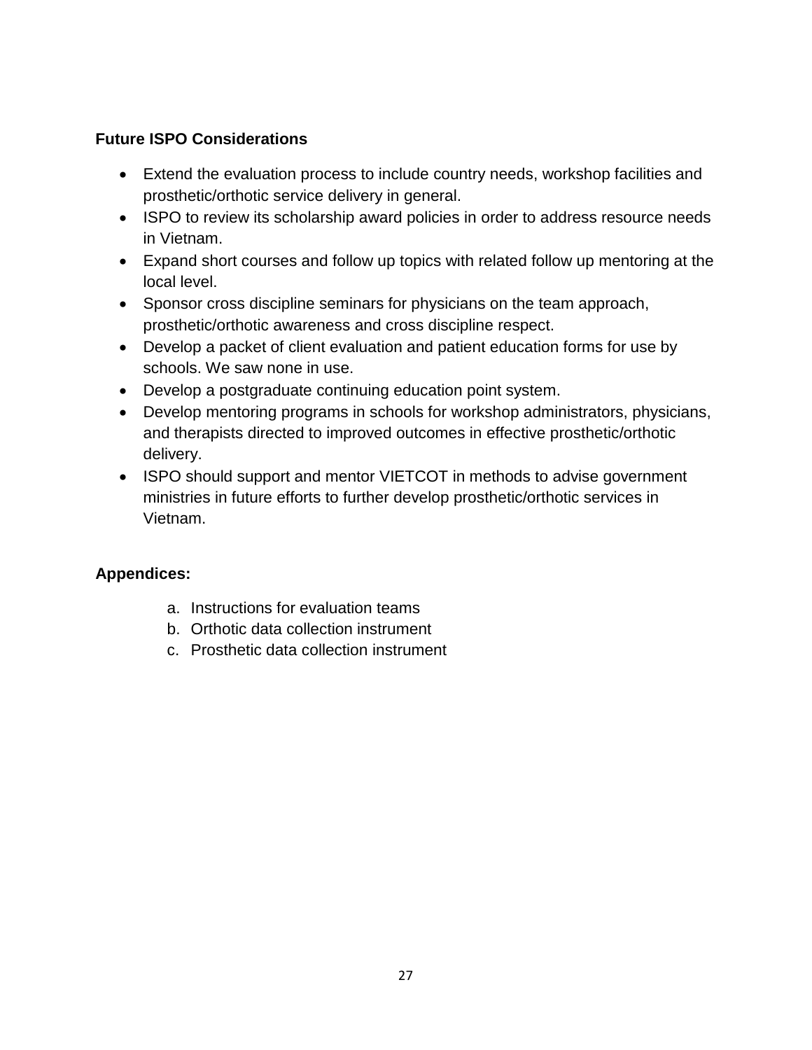**Future ISPO Considerations**

- Extend the evaluation process to include country needs, workshop facilities and prosthetic/orthotic service delivery in general.
- ISPO to review its scholarship award policies in order to address resource needs in Vietnam.
- Expand short courses and follow up topics with related follow up mentoring at the local level.
- Sponsor cross discipline seminars for physicians on the team approach, prosthetic/orthotic awareness and cross discipline respect.
- Develop a packet of client evaluation and patient education forms for use by schools. We saw none in use.
- Develop a postgraduate continuing education point system.
- Develop mentoring programs in schools for workshop administrators, physicians, and therapists directed to improved outcomes in effective prosthetic/orthotic delivery.
- ISPO should support and mentor VIETCOT in methods to advise government ministries in future efforts to further develop prosthetic/orthotic services in Vietnam.

**Appendices:**

a. Instructions for evaluation teams
b. Orthotic data collection instrument
c. Prosthetic data collection instrument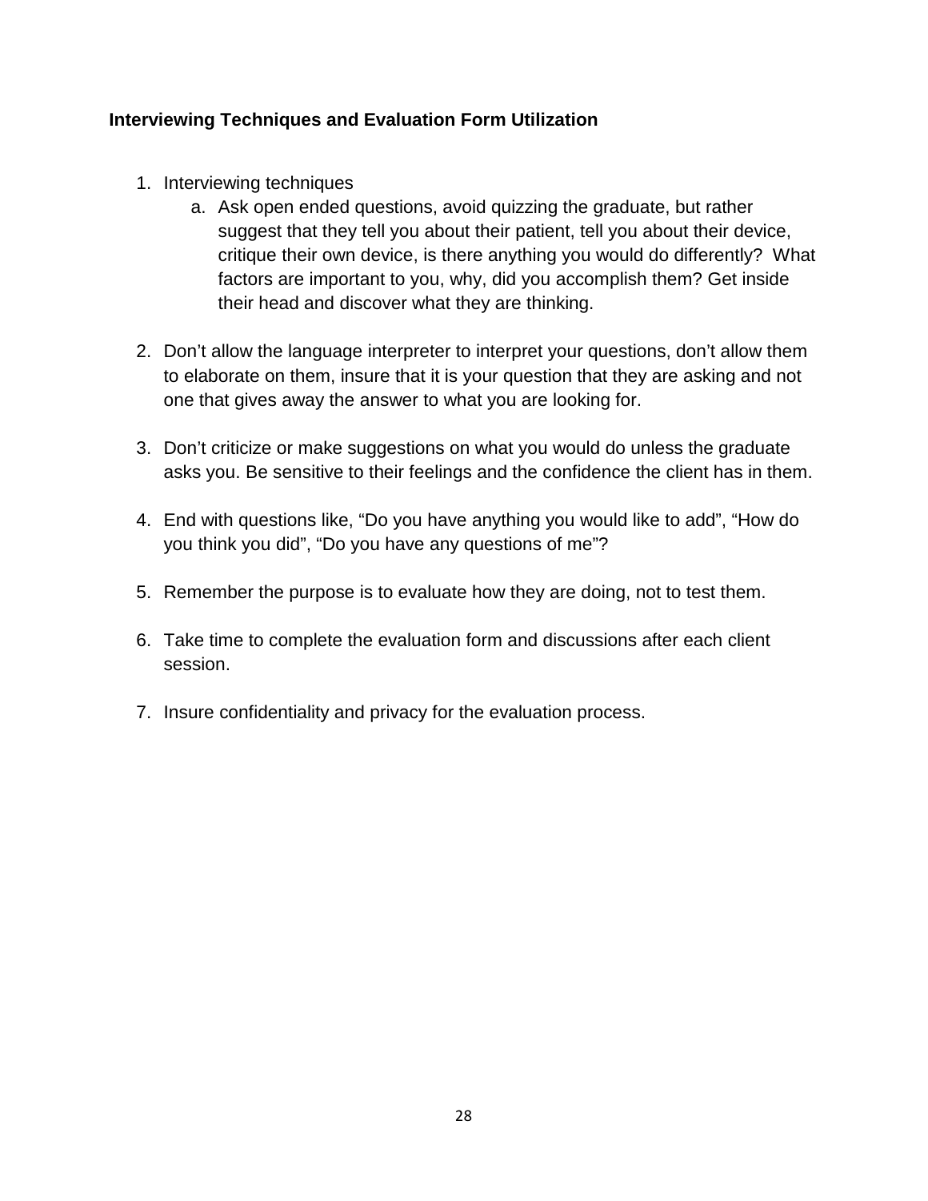**Interviewing Techniques and Evaluation Form Utilization**

1. Interviewing techniques
   a. Ask open ended questions, avoid quizzing the graduate, but rather suggest that they tell you about their patient, tell you about their device, critique their own device, is there anything you would do differently? What factors are important to you, why, did you accomplish them? Get inside their head and discover what they are thinking.

2. Don't allow the language interpreter to interpret your questions, don't allow them to elaborate on them, insure that it is your question that they are asking and not one that gives away the answer to what you are looking for.

3. Don't criticize or make suggestions on what you would do unless the graduate asks you. Be sensitive to their feelings and the confidence the client has in them.

4. End with questions like, "Do you have anything you would like to add", "How do you think you did", "Do you have any questions of me"?

5. Remember the purpose is to evaluate how they are doing, not to test them.

6. Take time to complete the evaluation form and discussions after each client session.

7. Insure confidentiality and privacy for the evaluation process.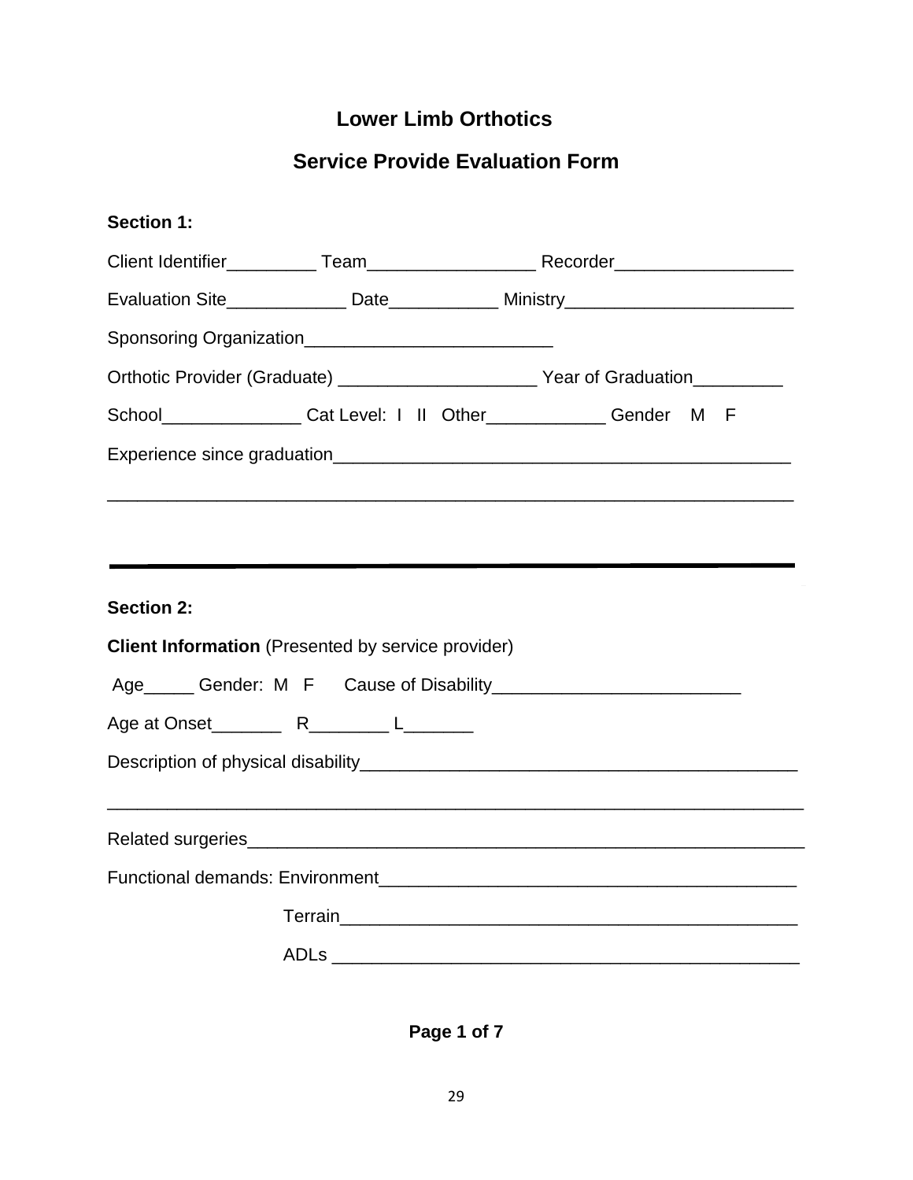## Lower Limb Orthotics

## Service Provide Evaluation Form

**Section 1:**

Client Identifier_________ Team_________________ Recorder__________________

Evaluation Site____________ Date___________ Ministry_______________________

Sponsoring Organization_________________________

Orthotic Provider (Graduate) ____________________ Year of Graduation_________

School______________ Cat Level: I II Other____________ Gender M F

Experience since graduation_______________________________________________

______________________________________________________________________

---

**Section 2:**

**Client Information** (Presented by service provider)

Age_____ Gender: M F Cause of Disability_________________________

Age at Onset_______ R________ L_______

Description of physical disability_____________________________________________

______________________________________________________________________

Related surgeries_______________________________________________________

Functional demands: Environment__________________________________________

Terrain_______________________________________________

ADLs ________________________________________________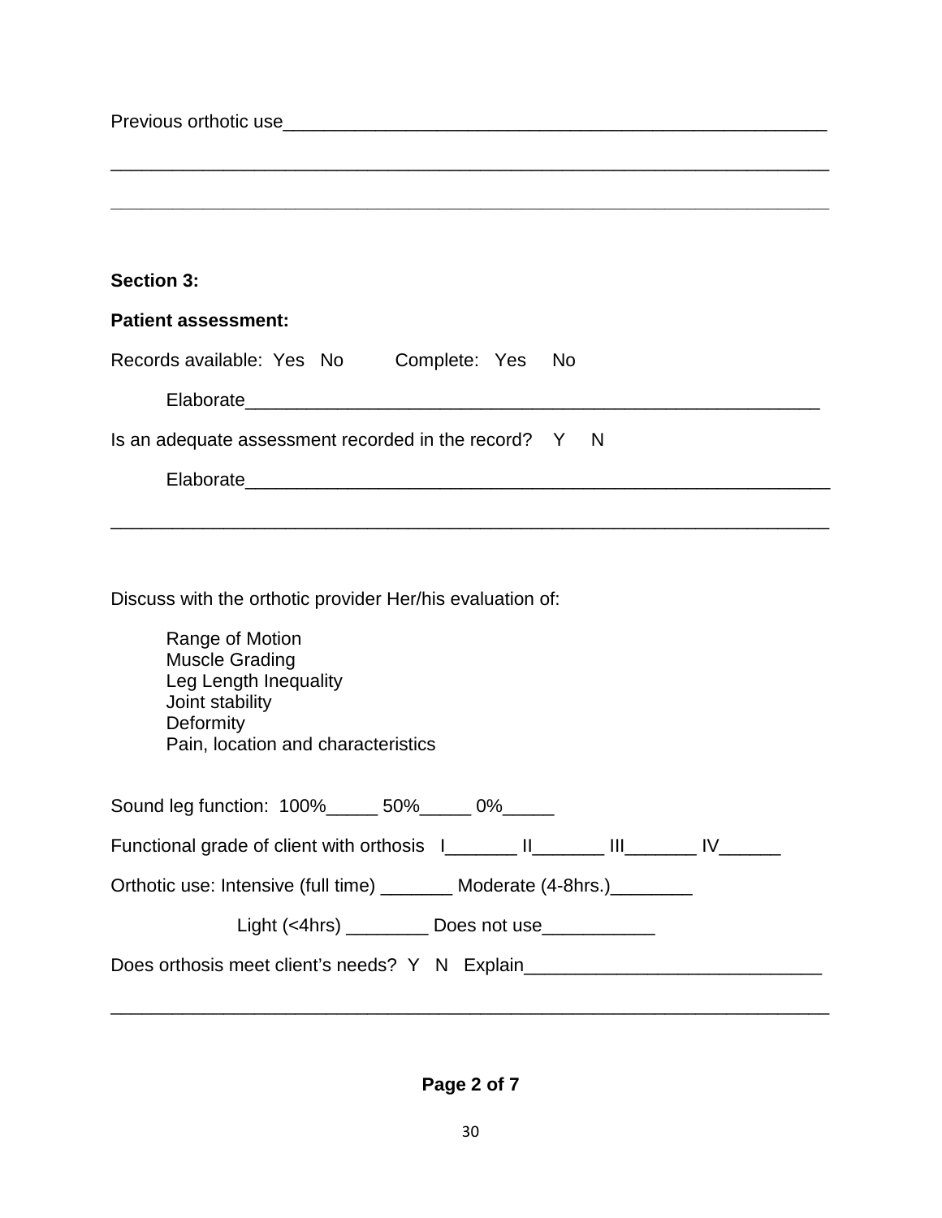Previous orthotic use_____________________________________________________

_______________________________________________________________________

_______________________________________________________________________

**Section 3:**

**Patient assessment:**

Records available: Yes No Complete: Yes No

Elaborate_______________________________________________________

Is an adequate assessment recorded in the record? Y N

Elaborate_______________________________________________________

_______________________________________________________________________

Discuss with the orthotic provider Her/his evaluation of:

Range of Motion
Muscle Grading
Leg Length Inequality
Joint stability
Deformity
Pain, location and characteristics

Sound leg function: 100%_____ 50%_____ 0%_____

Functional grade of client with orthosis I_______ II_______ III_______ IV______

Orthotic use: Intensive (full time) _______ Moderate (4-8hrs.)________

Light (<4hrs) ________ Does not use___________

Does orthosis meet client's needs? Y N Explain____________________________

_______________________________________________________________________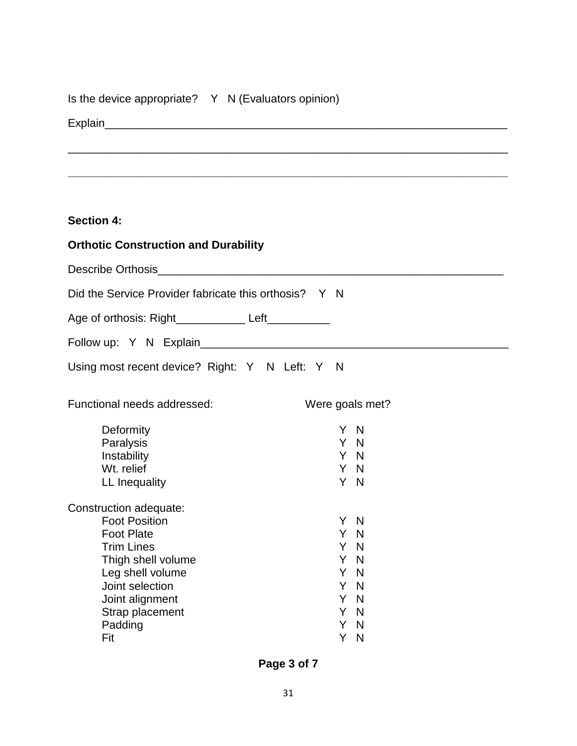Is the device appropriate?  Y  N (Evaluators opinion)

Explain_______________________________________________________________

_____________________________________________________________________

_____________________________________________________________________

**Section 4:**

**Orthotic Construction and Durability**

Describe Orthosis_________________________________________________________

Did the Service Provider fabricate this orthosis?  Y  N

Age of orthosis: Right___________ Left__________

Follow up:  Y  N  Explain__________________________________________________

Using most recent device?  Right:  Y  N  Left:  Y  N

| Functional needs addressed: | Were goals met? |
|---|---|
| Deformity | Y N |
| Paralysis | Y N |
| Instability | Y N |
| Wt. relief | Y N |
| LL Inequality | Y N |

| Construction adequate: | |
|---|---|
| Foot Position | Y N |
| Foot Plate | Y N |
| Trim Lines | Y N |
| Thigh shell volume | Y N |
| Leg shell volume | Y N |
| Joint selection | Y N |
| Joint alignment | Y N |
| Strap placement | Y N |
| Padding | Y N |
| Fit | Y N |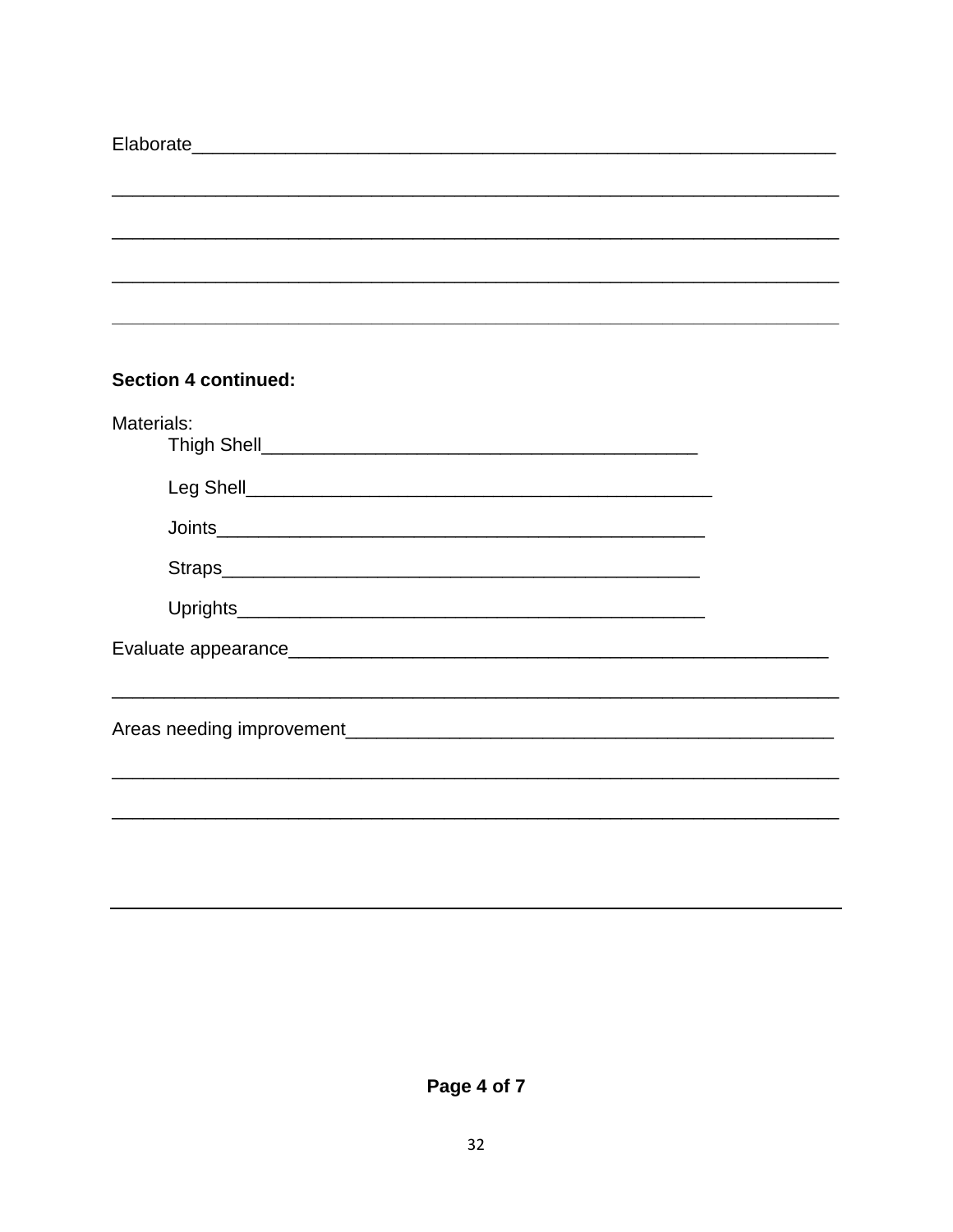Elaborate_______________________________________________________________

________________________________________________________________________

________________________________________________________________________

________________________________________________________________________

________________________________________________________________________

**Section 4 continued:**

Materials:

Thigh Shell__________________________________________

Leg Shell____________________________________________

Joints_______________________________________________

Straps______________________________________________

Uprights____________________________________________

Evaluate appearance___________________________________________________

________________________________________________________________________

Areas needing improvement______________________________________________

________________________________________________________________________

________________________________________________________________________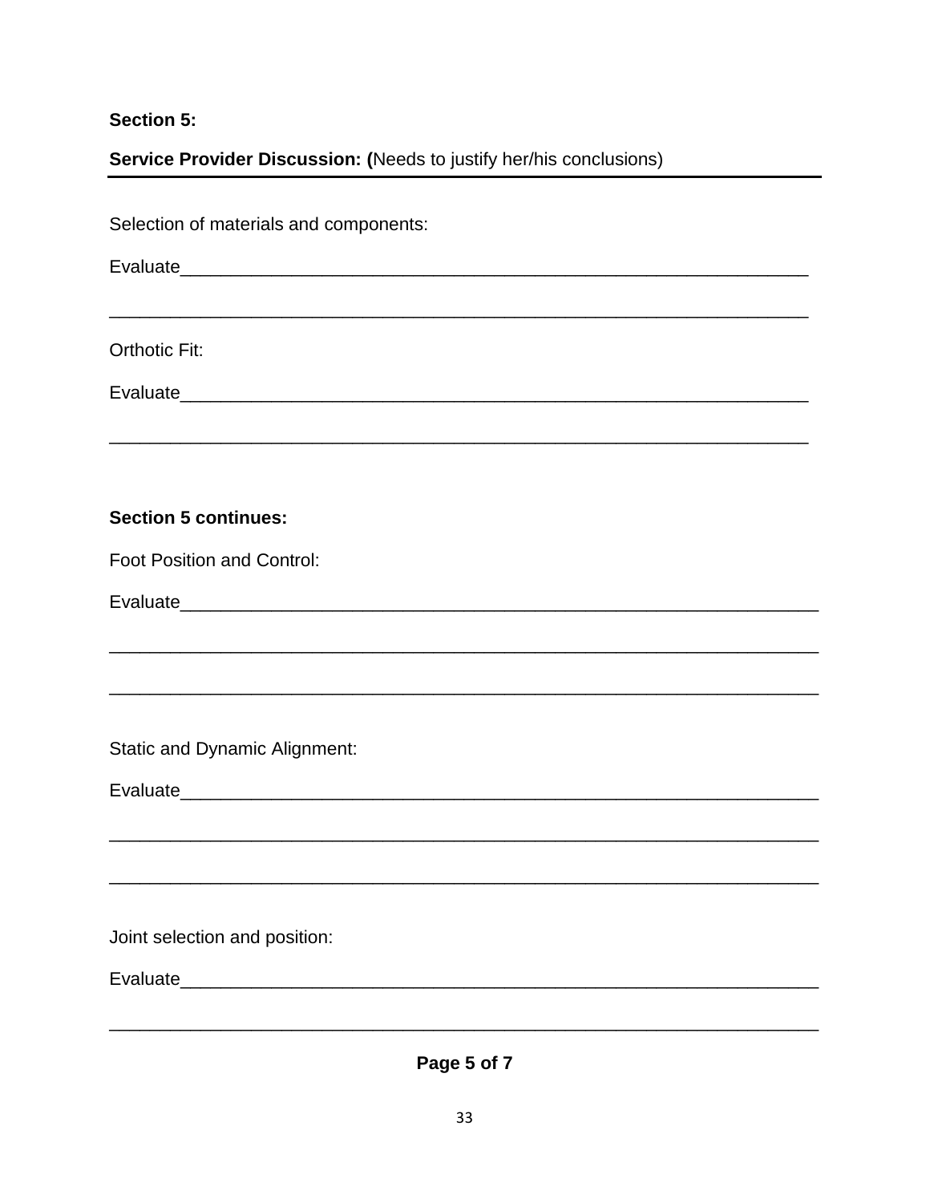**Section 5:**

**Service Provider Discussion: (**Needs to justify her/his conclusions)

---

Selection of materials and components:

Evaluate_______________________________________________________________

_____________________________________________________________________

Orthotic Fit:

Evaluate_______________________________________________________________

_____________________________________________________________________

**Section 5 continues:**

Foot Position and Control:

Evaluate_______________________________________________________________

_____________________________________________________________________

_____________________________________________________________________

Static and Dynamic Alignment:

Evaluate_______________________________________________________________

_____________________________________________________________________

_____________________________________________________________________

Joint selection and position:

Evaluate_______________________________________________________________

_____________________________________________________________________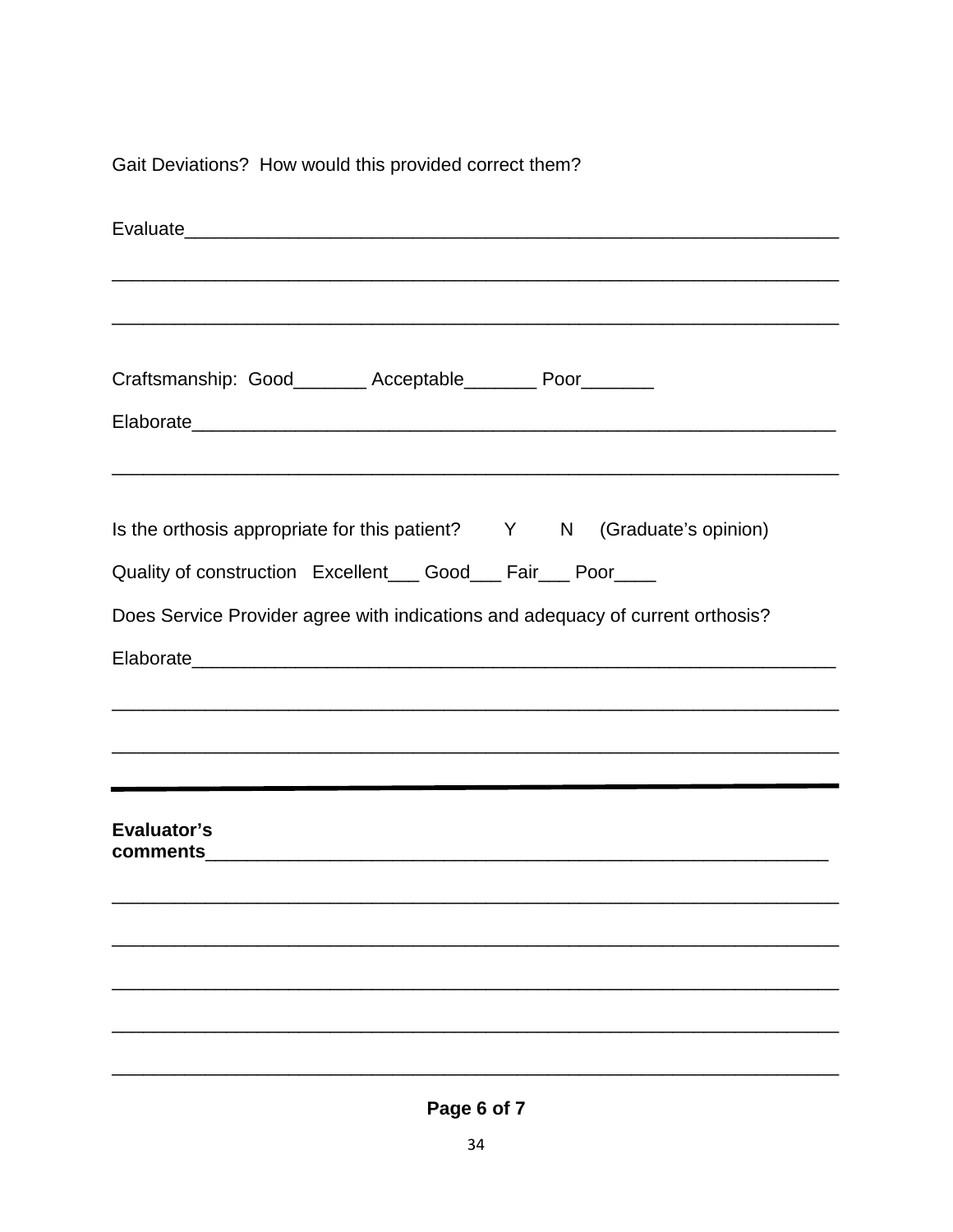Gait Deviations?  How would this provided correct them?

Evaluate_______________________________________________________________

_______________________________________________________________________

_______________________________________________________________________

Craftsmanship:  Good_______ Acceptable_______ Poor_______

Elaborate_______________________________________________________________

_______________________________________________________________________

Is the orthosis appropriate for this patient?   Y   N   (Graduate's opinion)

Quality of construction   Excellent___ Good___ Fair___ Poor____

Does Service Provider agree with indications and adequacy of current orthosis?

Elaborate_______________________________________________________________

_______________________________________________________________________

_______________________________________________________________________

---

**Evaluator's comments**_________________________________________________________

_______________________________________________________________________

_______________________________________________________________________

_______________________________________________________________________

_______________________________________________________________________

_______________________________________________________________________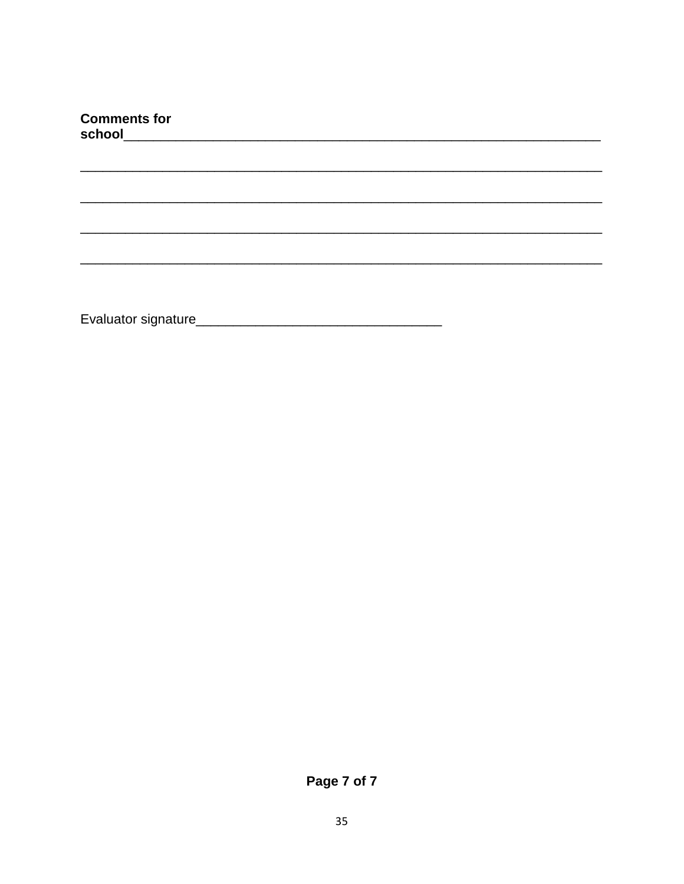**Comments for school**______________________________________________________________

______________________________________________________________________________

______________________________________________________________________________

______________________________________________________________________________

______________________________________________________________________________

Evaluator signature_________________________________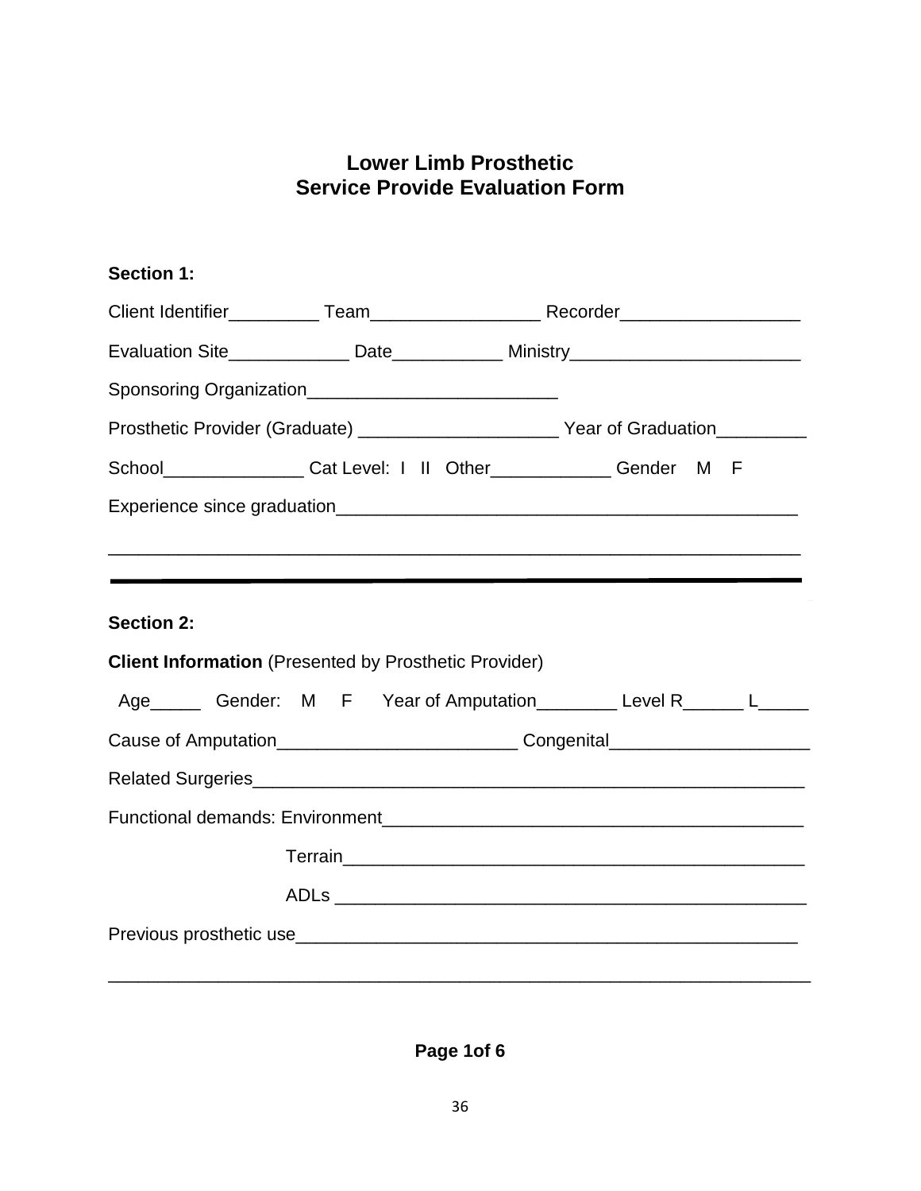# Lower Limb Prosthetic
# Service Provide Evaluation Form

**Section 1:**

Client Identifier_________ Team_________________ Recorder__________________

Evaluation Site____________ Date___________ Ministry_______________________

Sponsoring Organization_________________________

Prosthetic Provider (Graduate) ____________________ Year of Graduation_________

School______________ Cat Level: I II Other____________ Gender M F

Experience since graduation_____________________________________________

___________________________________________________________________

---

**Section 2:**

**Client Information** (Presented by Prosthetic Provider)

Age_____ Gender: M F Year of Amputation________ Level R______ L_____

Cause of Amputation________________________ Congenital____________________

Related Surgeries________________________________________________________

Functional demands: Environment__________________________________________

Terrain______________________________________________

ADLs _______________________________________________

Previous prosthetic use___________________________________________________

_____________________________________________________________________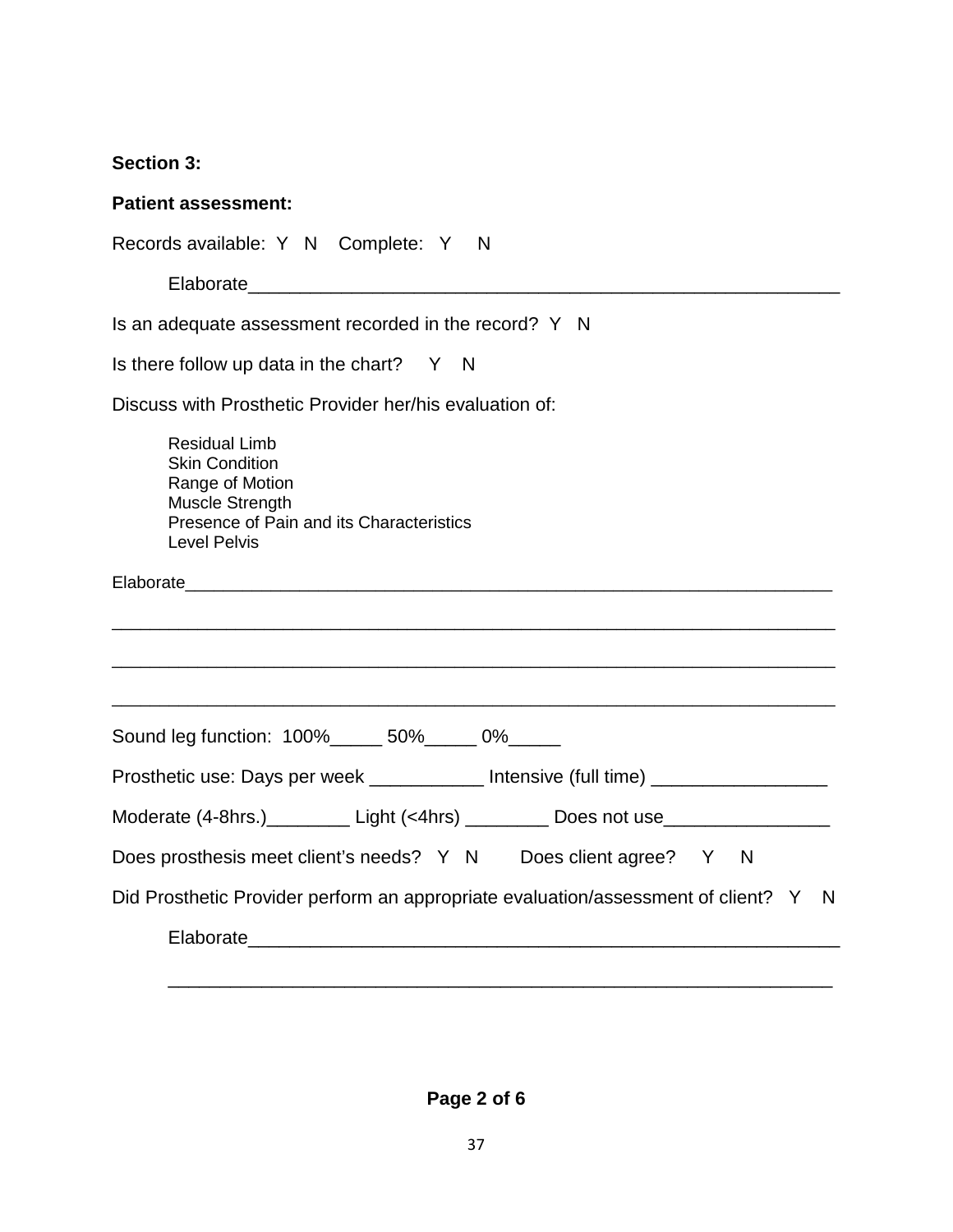**Section 3:**

**Patient assessment:**

Records available: Y N Complete: Y N

Elaborate____________________________________________________________

Is an adequate assessment recorded in the record? Y N

Is there follow up data in the chart? Y N

Discuss with Prosthetic Provider her/his evaluation of:

- Residual Limb
- Skin Condition
- Range of Motion
- Muscle Strength
- Presence of Pain and its Characteristics
- Level Pelvis

Elaborate____________________________________________________________________

_____________________________________________________________________________

_____________________________________________________________________________

_____________________________________________________________________________

Sound leg function: 100%_____ 50%_____ 0%_____

Prosthetic use: Days per week ___________ Intensive (full time) _________________

Moderate (4-8hrs.)________ Light (<4hrs) ________ Does not use________________

Does prosthesis meet client's needs? Y N Does client agree? Y N

Did Prosthetic Provider perform an appropriate evaluation/assessment of client? Y N

Elaborate____________________________________________________________

_____________________________________________________________________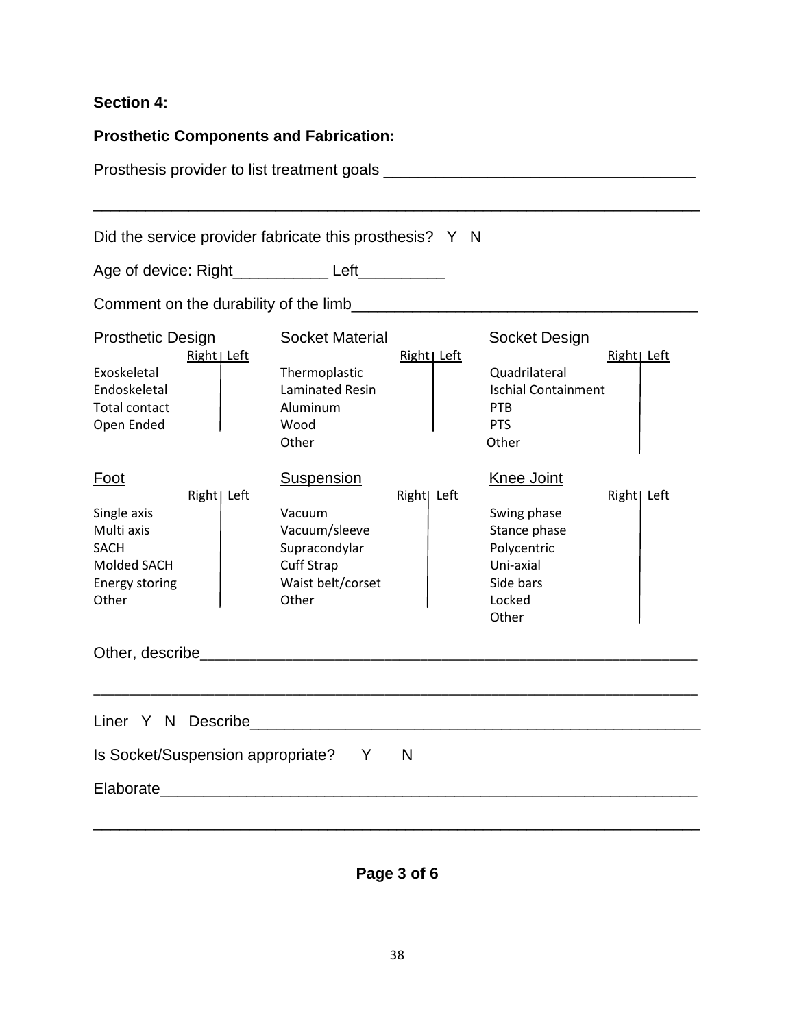**Section 4:**

**Prosthetic Components and Fabrication:**

Prosthesis provider to list treatment goals ___________________________________

___________________________________________________________________

Did the service provider fabricate this prosthesis? Y N

Age of device: Right___________ Left__________

Comment on the durability of the limb______________________________________

| Prosthetic Design | Right | Left | Socket Material | Right | Left | Socket Design | Right | Left |
|---|---|---|---|---|---|---|---|---|
| Exoskeletal | | | Thermoplastic | | | Quadrilateral | | |
| Endoskeletal | | | Laminated Resin | | | Ischial Containment | | |
| Total contact | | | Aluminum | | | PTB | | |
| Open Ended | | | Wood | | | PTS | | |
| | | | Other | | | Other | | |

| Foot | Right | Left | Suspension | Right | Left | Knee Joint | Right | Left |
|---|---|---|---|---|---|---|---|---|
| Single axis | | | Vacuum | | | Swing phase | | |
| Multi axis | | | Vacuum/sleeve | | | Stance phase | | |
| SACH | | | Supracondylar | | | Polycentric | | |
| Molded SACH | | | Cuff Strap | | | Uni-axial | | |
| Energy storing | | | Waist belt/corset | | | Side bars | | |
| Other | | | Other | | | Locked | | |
| | | | | | | Other | | |

Other, describe__________________________________________________________

___________________________________________________________________

Liner Y N Describe_____________________________________________________

Is Socket/Suspension appropriate? Y N

Elaborate_______________________________________________________________

___________________________________________________________________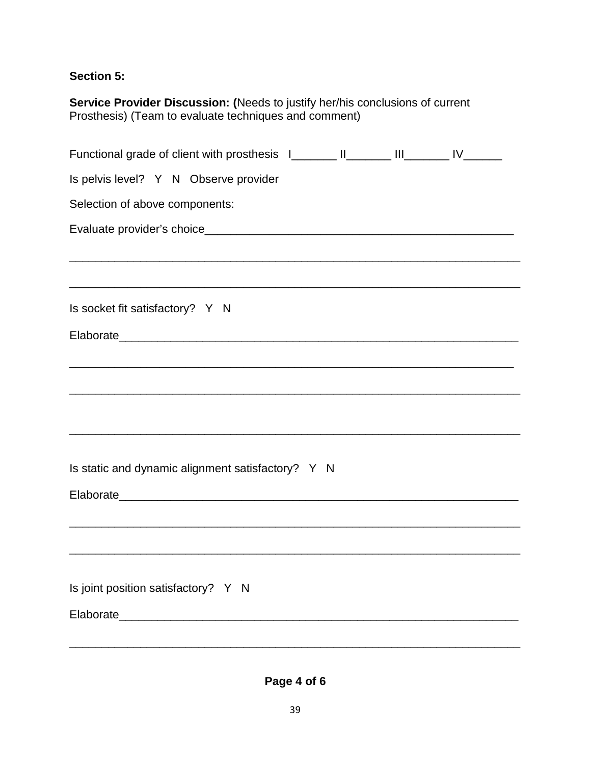**Section 5:**

**Service Provider Discussion: (**Needs to justify her/his conclusions of current Prosthesis) (Team to evaluate techniques and comment)

Functional grade of client with prosthesis I_______ II_______ III_______ IV______

Is pelvis level? Y N Observe provider

Selection of above components:

Evaluate provider's choice_______________________________________________

_________________________________________________________________

_________________________________________________________________

Is socket fit satisfactory? Y N

Elaborate_______________________________________________________

_________________________________________________________________

_________________________________________________________________

_________________________________________________________________

Is static and dynamic alignment satisfactory? Y N

Elaborate_______________________________________________________

_________________________________________________________________

_________________________________________________________________

Is joint position satisfactory? Y N

Elaborate_______________________________________________________

_________________________________________________________________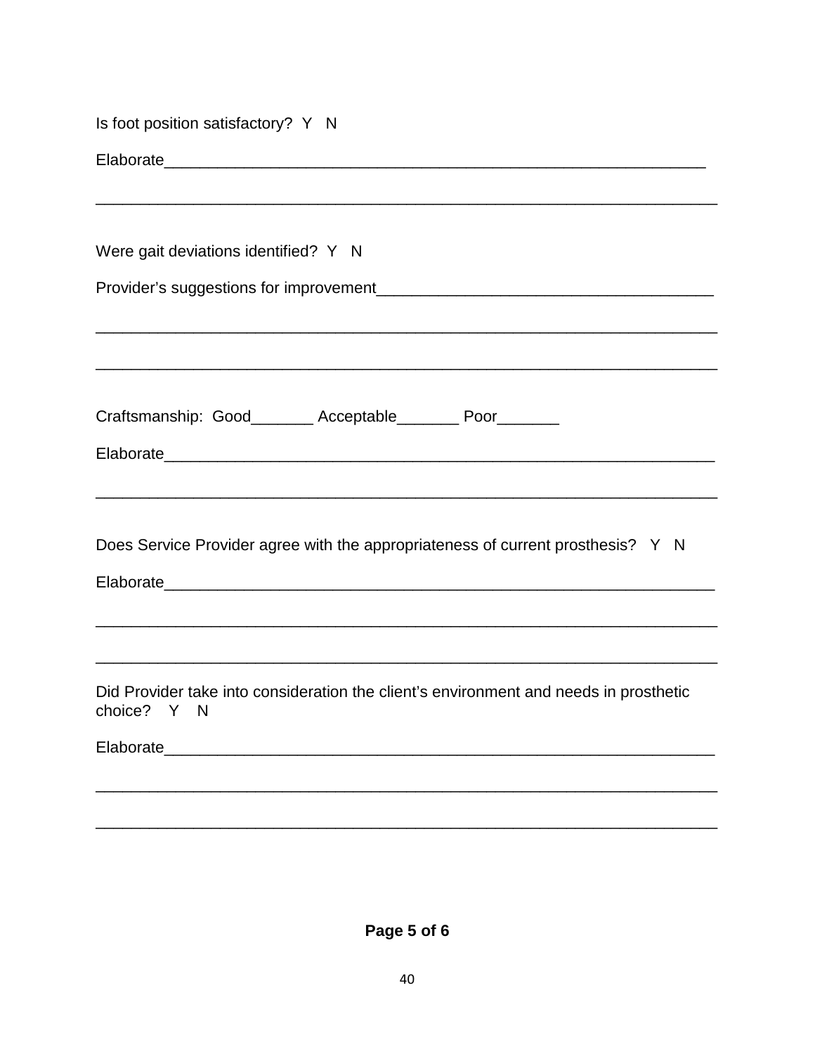Is foot position satisfactory?  Y   N

Elaborate_______________________________________________________________

________________________________________________________________________

Were gait deviations identified?  Y   N

Provider's suggestions for improvement______________________________________

________________________________________________________________________

________________________________________________________________________

Craftsmanship:  Good_______ Acceptable_______ Poor_______

Elaborate_______________________________________________________________

________________________________________________________________________

Does Service Provider agree with the appropriateness of current prosthesis?   Y   N

Elaborate_______________________________________________________________

________________________________________________________________________

________________________________________________________________________

Did Provider take into consideration the client's environment and needs in prosthetic choice?   Y   N

Elaborate_______________________________________________________________

________________________________________________________________________

________________________________________________________________________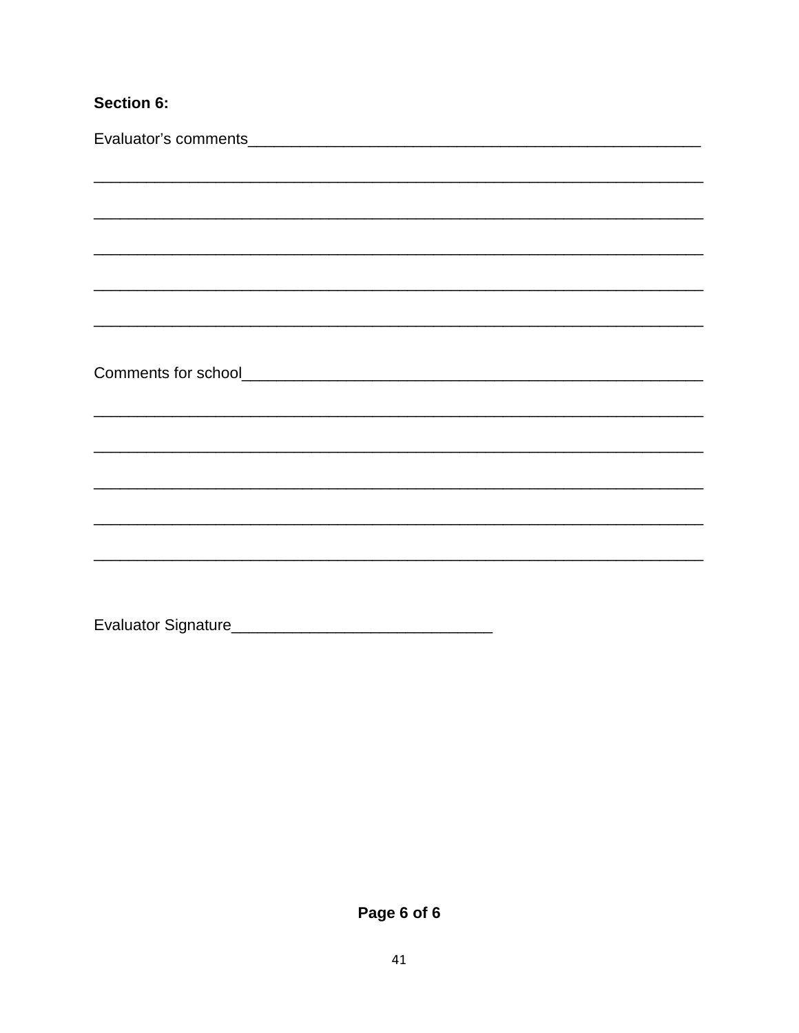**Section 6:**

Evaluator's comments_____________________________________________________

_________________________________________________________________________

_________________________________________________________________________

_________________________________________________________________________

_________________________________________________________________________

_________________________________________________________________________

Comments for school______________________________________________________

_________________________________________________________________________

_________________________________________________________________________

_________________________________________________________________________

_________________________________________________________________________

_________________________________________________________________________

Evaluator Signature______________________________